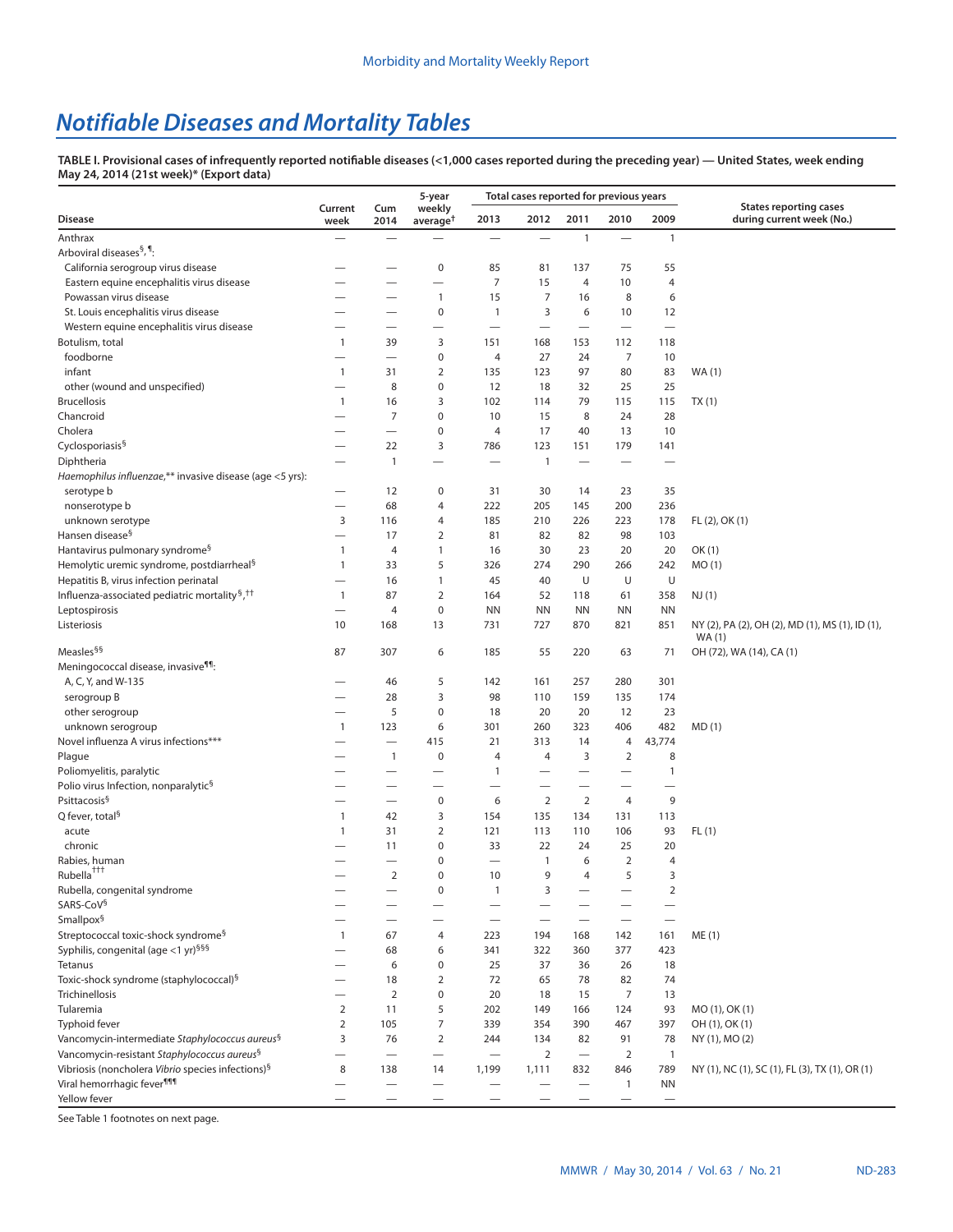# *Notifiable Diseases and Mortality Tables*

**TABLE I. Provisional cases of infrequently reported notifiable diseases (<1,000 cases reported during the preceding year) — United States, week ending May 24, 2014 (21st week)* (Export data)**

| Disease | Current week | Cum 2014 | 5-year weekly average† | Total cases reported for previous years | | | | | States reporting cases during current week (No.) |
|---|---|---|---|---|---|---|---|---|---|
| | | | | 2013 | 2012 | 2011 | 2010 | 2009 | |
| Anthrax | — | — | — | — | — | 1 | — | 1 | |
| Arboviral diseases§, ¶: | | | | | | | | | |
| California serogroup virus disease | — | — | 0 | 85 | 81 | 137 | 75 | 55 | |
| Eastern equine encephalitis virus disease | — | — | — | 7 | 15 | 4 | 10 | 4 | |
| Powassan virus disease | — | — | 1 | 15 | 7 | 16 | 8 | 6 | |
| St. Louis encephalitis virus disease | — | — | 0 | 1 | 3 | 6 | 10 | 12 | |
| Western equine encephalitis virus disease | — | — | — | — | — | — | — | — | |
| Botulism, total | 1 | 39 | 3 | 151 | 168 | 153 | 112 | 118 | |
| foodborne | — | — | 0 | 4 | 27 | 24 | 7 | 10 | |
| infant | 1 | 31 | 2 | 135 | 123 | 97 | 80 | 83 | WA (1) |
| other (wound and unspecified) | — | 8 | 0 | 12 | 18 | 32 | 25 | 25 | |
| Brucellosis | 1 | 16 | 3 | 102 | 114 | 79 | 115 | 115 | TX (1) |
| Chancroid | — | 7 | 0 | 10 | 15 | 8 | 24 | 28 | |
| Cholera | — | — | 0 | 4 | 17 | 40 | 13 | 10 | |
| Cyclosporiasis§ | — | 22 | 3 | 786 | 123 | 151 | 179 | 141 | |
| Diphtheria | — | 1 | — | — | 1 | — | — | — | |
| *Haemophilus influenzae*,** invasive disease (age <5 yrs): | | | | | | | | | |
| serotype b | — | 12 | 0 | 31 | 30 | 14 | 23 | 35 | |
| nonserotype b | — | 68 | 4 | 222 | 205 | 145 | 200 | 236 | |
| unknown serotype | 3 | 116 | 4 | 185 | 210 | 226 | 223 | 178 | FL (2), OK (1) |
| Hansen disease§ | — | 17 | 2 | 81 | 82 | 82 | 98 | 103 | |
| Hantavirus pulmonary syndrome§ | 1 | 4 | 1 | 16 | 30 | 23 | 20 | 20 | OK (1) |
| Hemolytic uremic syndrome, postdiarrheal§ | 1 | 33 | 5 | 326 | 274 | 290 | 266 | 242 | MO (1) |
| Hepatitis B, virus infection perinatal | — | 16 | 1 | 45 | 40 | U | U | U | |
| Influenza-associated pediatric mortality§,†† | 1 | 87 | 2 | 164 | 52 | 118 | 61 | 358 | NJ (1) |
| Leptospirosis | — | 4 | 0 | NN | NN | NN | NN | NN | |
| Listeriosis | 10 | 168 | 13 | 731 | 727 | 870 | 821 | 851 | NY (2), PA (2), OH (2), MD (1), MS (1), ID (1), WA (1) |
| Measles§§ | 87 | 307 | 6 | 185 | 55 | 220 | 63 | 71 | OH (72), WA (14), CA (1) |
| Meningococcal disease, invasive¶¶: | | | | | | | | | |
| A, C, Y, and W-135 | — | 46 | 5 | 142 | 161 | 257 | 280 | 301 | |
| serogroup B | — | 28 | 3 | 98 | 110 | 159 | 135 | 174 | |
| other serogroup | — | 5 | 0 | 18 | 20 | 20 | 12 | 23 | |
| unknown serogroup | 1 | 123 | 6 | 301 | 260 | 323 | 406 | 482 | MD (1) |
| Novel influenza A virus infections*** | — | — | 415 | 21 | 313 | 14 | 4 | 43,774 | |
| Plague | — | 1 | 0 | 4 | 4 | 3 | 2 | 8 | |
| Poliomyelitis, paralytic | — | — | — | 1 | — | — | — | 1 | |
| Polio virus Infection, nonparalytic§ | — | — | — | — | — | — | — | — | |
| Psittacosis§ | — | — | 0 | 6 | 2 | 2 | 4 | 9 | |
| Q fever, total§ | 1 | 42 | 3 | 154 | 135 | 134 | 131 | 113 | |
| acute | 1 | 31 | 2 | 121 | 113 | 110 | 106 | 93 | FL (1) |
| chronic | — | 11 | 0 | 33 | 22 | 24 | 25 | 20 | |
| Rabies, human | — | — | 0 | — | 1 | 6 | 2 | 4 | |
| Rubella††† | — | 2 | 0 | 10 | 9 | 4 | 5 | 3 | |
| Rubella, congenital syndrome | — | — | 0 | 1 | 3 | — | — | 2 | |
| SARS-CoV§ | — | — | — | — | — | — | — | — | |
| Smallpox§ | — | — | — | — | — | — | — | — | |
| Streptococcal toxic-shock syndrome§ | 1 | 67 | 4 | 223 | 194 | 168 | 142 | 161 | ME (1) |
| Syphilis, congenital (age <1 yr)§§§ | — | 68 | 6 | 341 | 322 | 360 | 377 | 423 | |
| Tetanus | — | 6 | 0 | 25 | 37 | 36 | 26 | 18 | |
| Toxic-shock syndrome (staphylococcal)§ | — | 18 | 2 | 72 | 65 | 78 | 82 | 74 | |
| Trichinellosis | — | 2 | 0 | 20 | 18 | 15 | 7 | 13 | |
| Tularemia | 2 | 11 | 5 | 202 | 149 | 166 | 124 | 93 | MO (1), OK (1) |
| Typhoid fever | 2 | 105 | 7 | 339 | 354 | 390 | 467 | 397 | OH (1), OK (1) |
| Vancomycin-intermediate *Staphylococcus aureus*§ | 3 | 76 | 2 | 244 | 134 | 82 | 91 | 78 | NY (1), MO (2) |
| Vancomycin-resistant *Staphylococcus aureus*§ | — | — | — | — | 2 | — | 2 | 1 | |
| Vibriosis (noncholera *Vibrio* species infections)§ | 8 | 138 | 14 | 1,199 | 1,111 | 832 | 846 | 789 | NY (1), NC (1), SC (1), FL (3), TX (1), OR (1) |
| Viral hemorrhagic fever¶¶¶ | — | — | — | — | — | — | 1 | NN | |
| Yellow fever | — | — | — | — | — | — | — | — | |

See Table 1 footnotes on next page.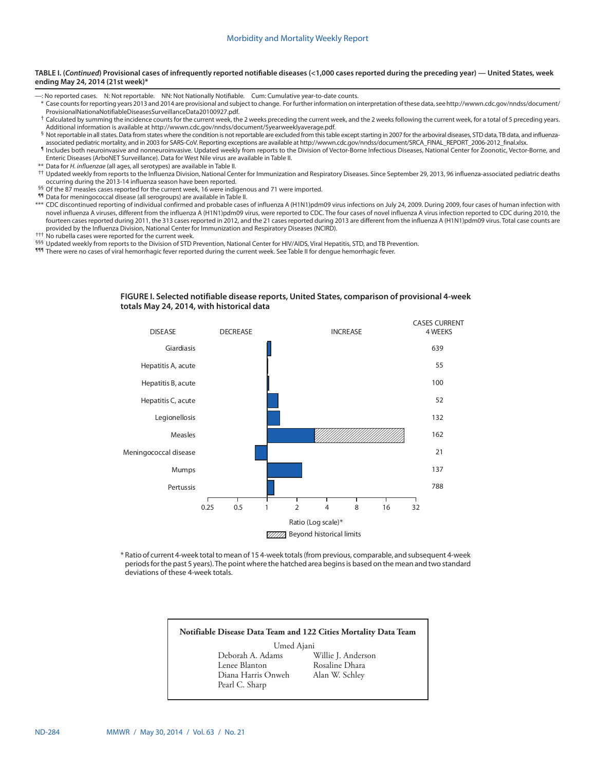**TABLE I. (*Continued*) Provisional cases of infrequently reported notifiable diseases (<1,000 cases reported during the preceding year) — United States, week ending May 24, 2014 (21st week)***

—: No reported cases. N: Not reportable. NN: Not Nationally Notifiable. Cum: Cumulative year-to-date counts.

\* Case counts for reporting years 2013 and 2014 are provisional and subject to change. For further information on interpretation of these data, see http://wwwn.cdc.gov/nndss/document/ProvisionalNationaNotifiableDiseasesSurveillanceData20100927.pdf.

† Calculated by summing the incidence counts for the current week, the 2 weeks preceding the current week, and the 2 weeks following the current week, for a total of 5 preceding years. Additional information is available at http://wwwn.cdc.gov/nndss/document/5yearweeklyaverage.pdf.

§ Not reportable in all states. Data from states where the condition is not reportable are excluded from this table except starting in 2007 for the arboviral diseases, STD data, TB data, and influenza-associated pediatric mortality, and in 2003 for SARS-CoV. Reporting exceptions are available at http://wwwn.cdc.gov/nndss/document/SRCA_FINAL_REPORT_2006-2012_final.xlsx.

¶ Includes both neuroinvasive and nonneuroinvasive. Updated weekly from reports to the Division of Vector-Borne Infectious Diseases, National Center for Zoonotic, Vector-Borne, and Enteric Diseases (ArboNET Surveillance). Data for West Nile virus are available in Table II.

\*\* Data for *H. influenzae* (all ages, all serotypes) are available in Table II.

†† Updated weekly from reports to the Influenza Division, National Center for Immunization and Respiratory Diseases. Since September 29, 2013, 96 influenza-associated pediatric deaths occurring during the 2013-14 influenza season have been reported.

§§ Of the 87 measles cases reported for the current week, 16 were indigenous and 71 were imported.

¶¶ Data for meningococcal disease (all serogroups) are available in Table II.

\*\*\* CDC discontinued reporting of individual confirmed and probable cases of influenza A (H1N1)pdm09 virus infections on July 24, 2009. During 2009, four cases of human infection with novel influenza A viruses, different from the influenza A (H1N1)pdm09 virus, were reported to CDC. The four cases of novel influenza A virus infection reported to CDC during 2010, the fourteen cases reported during 2011, the 313 cases reported in 2012, and the 21 cases reported during 2013 are different from the influenza A (H1N1)pdm09 virus. Total case counts are provided by the Influenza Division, National Center for Immunization and Respiratory Diseases (NCIRD).

††† No rubella cases were reported for the current week.

§§§ Updated weekly from reports to the Division of STD Prevention, National Center for HIV/AIDS, Viral Hepatitis, STD, and TB Prevention.

¶¶¶ There were no cases of viral hemorrhagic fever reported during the current week. See Table II for dengue hemorrhagic fever.

**FIGURE I. Selected notifiable disease reports, United States, comparison of provisional 4-week totals May 24, 2014, with historical data**

| DISEASE | CASES CURRENT 4 WEEKS |
|---|---|
| Giardiasis | 639 |
| Hepatitis A, acute | 55 |
| Hepatitis B, acute | 100 |
| Hepatitis C, acute | 52 |
| Legionellosis | 132 |
| Measles | 162 |
| Meningococcal disease | 21 |
| Mumps | 137 |
| Pertussis | 788 |

Ratio (Log scale)*: 0.25, 0.5, 1, 2, 4, 8, 16, 32 (DECREASE / INCREASE)

Beyond historical limits

\* Ratio of current 4-week total to mean of 15 4-week totals (from previous, comparable, and subsequent 4-week periods for the past 5 years). The point where the hatched area begins is based on the mean and two standard deviations of these 4-week totals.

**Notifiable Disease Data Team and 122 Cities Mortality Data Team**

Umed Ajani

Deborah A. Adams — Willie J. Anderson

Lenee Blanton — Rosaline Dhara

Diana Harris Onweh — Alan W. Schley

Pearl C. Sharp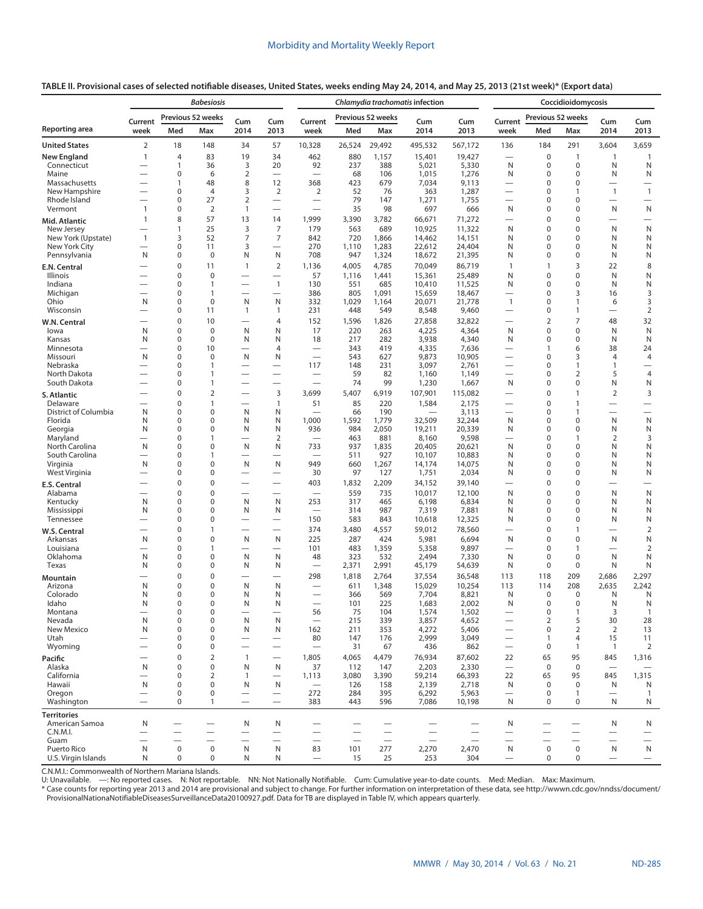**TABLE II. Provisional cases of selected notifiable diseases, United States, weeks ending May 24, 2014, and May 25, 2013 (21st week)* (Export data)**

| Reporting area | *Babesiosis* | | | | | *Chlamydia trachomatis* infection | | | | | Coccidioidomycosis | | | | |
|---|---|---|---|---|---|---|---|---|---|---|---|---|---|---|---|
| | Current week | Previous 52 weeks | | Cum 2014 | Cum 2013 | Current week | Previous 52 weeks | | Cum 2014 | Cum 2013 | Current week | Previous 52 weeks | | Cum 2014 | Cum 2013 |
| | | Med | Max | | | | Med | Max | | | | Med | Max | | |
| **United States** | 2 | 18 | 148 | 34 | 57 | 10,328 | 26,524 | 29,492 | 495,532 | 567,172 | 136 | 184 | 291 | 3,604 | 3,659 |
| **New England** | 1 | 4 | 83 | 19 | 34 | 462 | 880 | 1,157 | 15,401 | 19,427 | — | 0 | 1 | 1 | 1 |
| Connecticut | — | 1 | 36 | 3 | 20 | 92 | 237 | 388 | 5,021 | 5,330 | N | 0 | 0 | N | N |
| Maine | — | 0 | 6 | 2 | — | — | 68 | 106 | 1,015 | 1,276 | N | 0 | 0 | N | N |
| Massachusetts | — | 1 | 48 | 8 | 12 | 368 | 423 | 679 | 7,034 | 9,113 | — | 0 | 0 | — | — |
| New Hampshire | — | 0 | 4 | 3 | 2 | 2 | 52 | 76 | 363 | 1,287 | — | 0 | 1 | 1 | 1 |
| Rhode Island | — | 0 | 27 | 2 | — | — | 79 | 147 | 1,271 | 1,755 | — | 0 | 0 | — | — |
| Vermont | 1 | 0 | 2 | 1 | — | — | 35 | 98 | 697 | 666 | N | 0 | 0 | N | N |
| **Mid. Atlantic** | 1 | 8 | 57 | 13 | 14 | 1,999 | 3,390 | 3,782 | 66,671 | 71,272 | — | 0 | 0 | — | — |
| New Jersey | — | 1 | 25 | 3 | 7 | 179 | 563 | 689 | 10,925 | 11,322 | N | 0 | 0 | N | N |
| New York (Upstate) | 1 | 3 | 52 | 7 | 7 | 842 | 720 | 1,866 | 14,462 | 14,151 | N | 0 | 0 | N | N |
| New York City | — | 0 | 11 | 3 | — | 270 | 1,110 | 1,283 | 22,612 | 24,404 | N | 0 | 0 | N | N |
| Pennsylvania | N | 0 | 0 | N | N | 708 | 947 | 1,324 | 18,672 | 21,395 | N | 0 | 0 | N | N |
| **E.N. Central** | — | 0 | 11 | 1 | 2 | 1,136 | 4,005 | 4,785 | 70,049 | 86,719 | 1 | 1 | 3 | 22 | 8 |
| Illinois | — | 0 | 0 | — | — | 57 | 1,116 | 1,441 | 15,361 | 25,489 | N | 0 | 0 | N | N |
| Indiana | — | 0 | 1 | — | 1 | 130 | 551 | 685 | 10,410 | 11,525 | N | 0 | 0 | N | N |
| Michigan | — | 0 | 1 | — | — | 386 | 805 | 1,091 | 15,659 | 18,467 | — | 0 | 3 | 16 | 3 |
| Ohio | N | 0 | 0 | N | N | 332 | 1,029 | 1,164 | 20,071 | 21,778 | 1 | 0 | 1 | 6 | 3 |
| Wisconsin | — | 0 | 11 | 1 | 1 | 231 | 448 | 549 | 8,548 | 9,460 | — | 0 | 1 | — | 2 |
| **W.N. Central** | — | 0 | 10 | — | 4 | 152 | 1,596 | 1,826 | 27,858 | 32,822 | — | 2 | 7 | 48 | 32 |
| Iowa | N | 0 | 0 | N | N | 17 | 220 | 263 | 4,225 | 4,364 | N | 0 | 0 | N | N |
| Kansas | N | 0 | 0 | N | N | 18 | 217 | 282 | 3,938 | 4,340 | N | 0 | 0 | N | N |
| Minnesota | — | 0 | 10 | — | 4 | — | 343 | 419 | 4,335 | 7,636 | — | 1 | 6 | 38 | 24 |
| Missouri | N | 0 | 0 | N | N | — | 543 | 627 | 9,873 | 10,905 | — | 0 | 3 | 4 | 4 |
| Nebraska | — | 0 | 1 | — | — | 117 | 148 | 231 | 3,097 | 2,761 | — | 0 | 1 | 1 | — |
| North Dakota | — | 0 | 1 | — | — | — | 59 | 82 | 1,160 | 1,149 | — | 0 | 2 | 5 | 4 |
| South Dakota | — | 0 | 1 | — | — | — | 74 | 99 | 1,230 | 1,667 | N | 0 | 0 | N | N |
| **S. Atlantic** | — | 0 | 2 | — | 3 | 3,699 | 5,407 | 6,919 | 107,901 | 115,082 | — | 0 | 1 | 2 | 3 |
| Delaware | — | 0 | 1 | — | 1 | 51 | 85 | 220 | 1,584 | 2,175 | — | 0 | 1 | — | — |
| District of Columbia | N | 0 | 0 | N | N | — | 66 | 190 | — | 3,113 | — | 0 | 1 | — | — |
| Florida | N | 0 | 0 | N | N | 1,000 | 1,592 | 1,779 | 32,509 | 32,244 | N | 0 | 0 | N | N |
| Georgia | N | 0 | 0 | N | N | 936 | 984 | 2,050 | 19,211 | 20,339 | N | 0 | 0 | N | N |
| Maryland | — | 0 | 1 | — | 2 | — | 463 | 881 | 8,160 | 9,598 | — | 0 | 1 | 2 | 3 |
| North Carolina | N | 0 | 0 | N | N | 733 | 937 | 1,835 | 20,405 | 20,621 | N | 0 | 0 | N | N |
| South Carolina | — | 0 | 1 | — | — | — | 511 | 927 | 10,107 | 10,883 | N | 0 | 0 | N | N |
| Virginia | N | 0 | 0 | N | N | 949 | 660 | 1,267 | 14,174 | 14,075 | N | 0 | 0 | N | N |
| West Virginia | — | 0 | 0 | — | — | 30 | 97 | 127 | 1,751 | 2,034 | N | 0 | 0 | N | N |
| **E.S. Central** | — | 0 | 0 | — | — | 403 | 1,832 | 2,209 | 34,152 | 39,140 | — | 0 | 0 | — | — |
| Alabama | — | 0 | 0 | — | — | — | 559 | 735 | 10,017 | 12,100 | N | 0 | 0 | N | N |
| Kentucky | N | 0 | 0 | N | N | 253 | 317 | 465 | 6,198 | 6,834 | N | 0 | 0 | N | N |
| Mississippi | N | 0 | 0 | N | N | — | 314 | 987 | 7,319 | 7,881 | N | 0 | 0 | N | N |
| Tennessee | — | 0 | 0 | — | — | 150 | 583 | 843 | 10,618 | 12,325 | N | 0 | 0 | N | N |
| **W.S. Central** | — | 0 | 1 | — | — | 374 | 3,480 | 4,557 | 59,012 | 78,560 | — | 0 | 1 | — | 2 |
| Arkansas | N | 0 | 0 | N | N | 225 | 287 | 424 | 5,981 | 6,694 | N | 0 | 0 | N | N |
| Louisiana | — | 0 | 1 | — | — | 101 | 483 | 1,359 | 5,358 | 9,897 | — | 0 | 1 | — | 2 |
| Oklahoma | N | 0 | 0 | N | N | 48 | 323 | 532 | 2,494 | 7,330 | N | 0 | 0 | N | N |
| Texas | N | 0 | 0 | N | N | — | 2,371 | 2,991 | 45,179 | 54,639 | N | 0 | 0 | N | N |
| **Mountain** | — | 0 | 0 | — | — | 298 | 1,818 | 2,764 | 37,554 | 36,548 | 113 | 118 | 209 | 2,686 | 2,297 |
| Arizona | N | 0 | 0 | N | N | — | 611 | 1,348 | 15,029 | 10,254 | 113 | 114 | 208 | 2,635 | 2,242 |
| Colorado | N | 0 | 0 | N | N | — | 366 | 569 | 7,704 | 8,821 | N | 0 | 0 | N | N |
| Idaho | N | 0 | 0 | N | N | — | 101 | 225 | 1,683 | 2,002 | N | 0 | 0 | N | N |
| Montana | — | 0 | 0 | — | — | 56 | 75 | 104 | 1,574 | 1,502 | — | 0 | 1 | 3 | 1 |
| Nevada | N | 0 | 0 | N | N | — | 215 | 339 | 3,857 | 4,652 | — | 2 | 5 | 30 | 28 |
| New Mexico | N | 0 | 0 | N | N | 162 | 211 | 353 | 4,272 | 5,406 | — | 0 | 2 | 2 | 13 |
| Utah | — | 0 | 0 | — | — | 80 | 147 | 176 | 2,999 | 3,049 | — | 1 | 4 | 15 | 11 |
| Wyoming | — | 0 | 0 | — | — | — | 31 | 67 | 436 | 862 | — | 0 | 1 | 1 | 2 |
| **Pacific** | — | 0 | 2 | 1 | — | 1,805 | 4,065 | 4,479 | 76,934 | 87,602 | 22 | 65 | 95 | 845 | 1,316 |
| Alaska | N | 0 | 0 | N | N | 37 | 112 | 147 | 2,203 | 2,330 | — | 0 | 0 | — | — |
| California | — | 0 | 2 | 1 | — | 1,113 | 3,080 | 3,390 | 59,214 | 66,393 | 22 | 65 | 95 | 845 | 1,315 |
| Hawaii | N | 0 | 0 | N | N | — | 126 | 158 | 2,139 | 2,718 | N | 0 | 0 | N | N |
| Oregon | — | 0 | 0 | — | — | 272 | 284 | 395 | 6,292 | 5,963 | — | 0 | 1 | — | 1 |
| Washington | — | 0 | 1 | — | — | 383 | 443 | 596 | 7,086 | 10,198 | N | 0 | 0 | N | N |
| **Territories** | | | | | | | | | | | | | | | |
| American Samoa | N | — | — | N | N | — | — | — | — | — | N | — | — | N | N |
| C.N.M.I. | — | — | — | — | — | — | — | — | — | — | — | — | — | — | — |
| Guam | — | — | — | — | — | — | — | — | — | — | — | — | — | — | — |
| Puerto Rico | N | 0 | 0 | N | N | 83 | 101 | 277 | 2,270 | 2,470 | N | 0 | 0 | N | N |
| U.S. Virgin Islands | N | 0 | 0 | N | N | — | 15 | 25 | 253 | 304 | — | 0 | 0 | — | — |

C.N.M.I.: Commonwealth of Northern Mariana Islands.
U: Unavailable. —: No reported cases. N: Not reportable. NN: Not Nationally Notifiable. Cum: Cumulative year-to-date counts. Med: Median. Max: Maximum.
* Case counts for reporting year 2013 and 2014 are provisional and subject to change. For further information on interpretation of these data, see http://wwwn.cdc.gov/nndss/document/ProvisionalNationaNotifiableDiseasesSurveillanceData20100927.pdf. Data for TB are displayed in Table IV, which appears quarterly.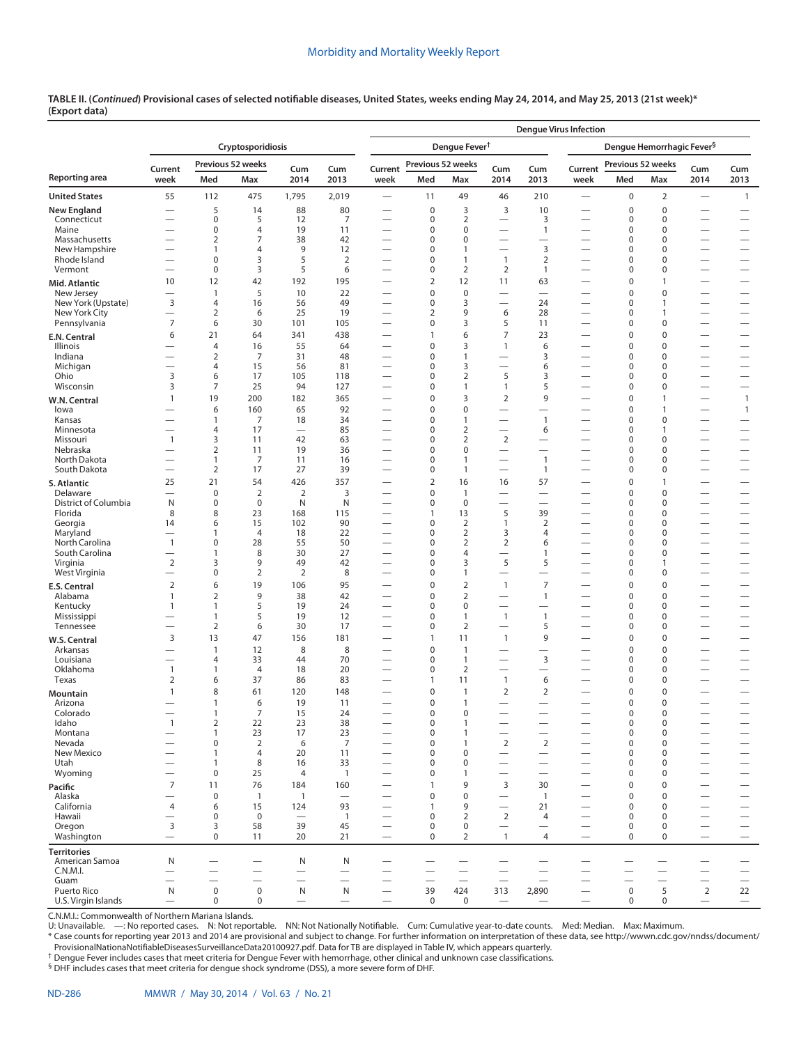**TABLE II. (*Continued*) Provisional cases of selected notifiable diseases, United States, weeks ending May 24, 2014, and May 25, 2013 (21st week)* (Export data)**

| Reporting area | Cryptosporidiosis | | | | | Dengue Virus Infection: Dengue Fever† | | | | | Dengue Virus Infection: Dengue Hemorrhagic Fever§ | | | | |
|---|---|---|---|---|---|---|---|---|---|---|---|---|---|---|---|
| | Current week | Previous 52 weeks Med | Previous 52 weeks Max | Cum 2014 | Cum 2013 | Current week | Previous 52 weeks Med | Previous 52 weeks Max | Cum 2014 | Cum 2013 | Current week | Previous 52 weeks Med | Previous 52 weeks Max | Cum 2014 | Cum 2013 |
| **United States** | 55 | 112 | 475 | 1,795 | 2,019 | — | 11 | 49 | 46 | 210 | — | 0 | 2 | — | 1 |
| **New England** | — | 5 | 14 | 88 | 80 | — | 0 | 3 | 3 | 10 | — | 0 | 0 | — | — |
| Connecticut | — | 0 | 5 | 12 | 7 | — | 0 | 2 | — | 3 | — | 0 | 0 | — | — |
| Maine | — | 0 | 4 | 19 | 11 | — | 0 | 0 | — | 1 | — | 0 | 0 | — | — |
| Massachusetts | — | 2 | 7 | 38 | 42 | — | 0 | 0 | — | — | — | 0 | 0 | — | — |
| New Hampshire | — | 1 | 4 | 9 | 12 | — | 0 | 1 | — | 3 | — | 0 | 0 | — | — |
| Rhode Island | — | 0 | 3 | 5 | 2 | — | 0 | 1 | 1 | 2 | — | 0 | 0 | — | — |
| Vermont | — | 0 | 3 | 5 | 6 | — | 0 | 2 | 2 | 1 | — | 0 | 0 | — | — |
| **Mid. Atlantic** | 10 | 12 | 42 | 192 | 195 | — | 2 | 12 | 11 | 63 | — | 0 | 1 | — | — |
| New Jersey | — | 1 | 5 | 10 | 22 | — | 0 | 0 | — | — | — | 0 | 0 | — | — |
| New York (Upstate) | 3 | 4 | 16 | 56 | 49 | — | 0 | 3 | — | 24 | — | 0 | 1 | — | — |
| New York City | — | 2 | 6 | 25 | 19 | — | 2 | 9 | 6 | 28 | — | 0 | 1 | — | — |
| Pennsylvania | 7 | 6 | 30 | 101 | 105 | — | 0 | 3 | 5 | 11 | — | 0 | 0 | — | — |
| **E.N. Central** | 6 | 21 | 64 | 341 | 438 | — | 1 | 6 | 7 | 23 | — | 0 | 0 | — | — |
| Illinois | — | 4 | 16 | 55 | 64 | — | 0 | 3 | 1 | 6 | — | 0 | 0 | — | — |
| Indiana | — | 2 | 7 | 31 | 48 | — | 0 | 1 | — | 3 | — | 0 | 0 | — | — |
| Michigan | — | 4 | 15 | 56 | 81 | — | 0 | 3 | — | 6 | — | 0 | 0 | — | — |
| Ohio | 3 | 6 | 17 | 105 | 118 | — | 0 | 2 | 5 | 3 | — | 0 | 0 | — | — |
| Wisconsin | 3 | 7 | 25 | 94 | 127 | — | 0 | 1 | 1 | 5 | — | 0 | 0 | — | — |
| **W.N. Central** | 1 | 19 | 200 | 182 | 365 | — | 0 | 3 | 2 | 9 | — | 0 | 1 | — | 1 |
| Iowa | — | 6 | 160 | 65 | 92 | — | 0 | 0 | — | — | — | 0 | 1 | — | 1 |
| Kansas | — | 1 | 7 | 18 | 34 | — | 0 | 1 | — | 1 | — | 0 | 0 | — | — |
| Minnesota | — | 4 | 17 | — | 85 | — | 0 | 2 | — | 6 | — | 0 | 1 | — | — |
| Missouri | 1 | 3 | 11 | 42 | 63 | — | 0 | 2 | 2 | — | — | 0 | 0 | — | — |
| Nebraska | — | 2 | 11 | 19 | 36 | — | 0 | 0 | — | — | — | 0 | 0 | — | — |
| North Dakota | — | 1 | 7 | 11 | 16 | — | 0 | 1 | — | 1 | — | 0 | 0 | — | — |
| South Dakota | — | 2 | 17 | 27 | 39 | — | 0 | 1 | — | 1 | — | 0 | 0 | — | — |
| **S. Atlantic** | 25 | 21 | 54 | 426 | 357 | — | 2 | 16 | 16 | 57 | — | 0 | 1 | — | — |
| Delaware | — | 0 | 2 | 2 | 3 | — | 0 | 1 | — | — | — | 0 | 0 | — | — |
| District of Columbia | N | 0 | 0 | N | N | — | 0 | 0 | — | — | — | 0 | 0 | — | — |
| Florida | 8 | 8 | 23 | 168 | 115 | — | 1 | 13 | 5 | 39 | — | 0 | 0 | — | — |
| Georgia | 14 | 6 | 15 | 102 | 90 | — | 0 | 2 | 1 | 2 | — | 0 | 0 | — | — |
| Maryland | — | 1 | 4 | 18 | 22 | — | 0 | 2 | 3 | 4 | — | 0 | 0 | — | — |
| North Carolina | 1 | 0 | 28 | 55 | 50 | — | 0 | 2 | 2 | 6 | — | 0 | 0 | — | — |
| South Carolina | — | 1 | 8 | 30 | 27 | — | 0 | 4 | — | 1 | — | 0 | 0 | — | — |
| Virginia | 2 | 3 | 9 | 49 | 42 | — | 0 | 3 | 5 | 5 | — | 0 | 1 | — | — |
| West Virginia | — | 0 | 2 | 2 | 8 | — | 0 | 1 | — | — | — | 0 | 0 | — | — |
| **E.S. Central** | 2 | 6 | 19 | 106 | 95 | — | 0 | 2 | 1 | 7 | — | 0 | 0 | — | — |
| Alabama | 1 | 2 | 9 | 38 | 42 | — | 0 | 2 | — | 1 | — | 0 | 0 | — | — |
| Kentucky | 1 | 1 | 5 | 19 | 24 | — | 0 | 0 | — | — | — | 0 | 0 | — | — |
| Mississippi | — | 1 | 5 | 19 | 12 | — | 0 | 1 | 1 | 1 | — | 0 | 0 | — | — |
| Tennessee | — | 2 | 6 | 30 | 17 | — | 0 | 2 | — | 5 | — | 0 | 0 | — | — |
| **W.S. Central** | 3 | 13 | 47 | 156 | 181 | — | 1 | 11 | 1 | 9 | — | 0 | 0 | — | — |
| Arkansas | — | 1 | 12 | 8 | 8 | — | 0 | 1 | — | — | — | 0 | 0 | — | — |
| Louisiana | — | 4 | 33 | 44 | 70 | — | 0 | 1 | — | 3 | — | 0 | 0 | — | — |
| Oklahoma | 1 | 1 | 4 | 18 | 20 | — | 0 | 2 | — | — | — | 0 | 0 | — | — |
| Texas | 2 | 6 | 37 | 86 | 83 | — | 1 | 11 | 1 | 6 | — | 0 | 0 | — | — |
| **Mountain** | 1 | 8 | 61 | 120 | 148 | — | 0 | 1 | 2 | 2 | — | 0 | 0 | — | — |
| Arizona | — | 1 | 6 | 19 | 11 | — | 0 | 1 | — | — | — | 0 | 0 | — | — |
| Colorado | — | 1 | 7 | 15 | 24 | — | 0 | 0 | — | — | — | 0 | 0 | — | — |
| Idaho | 1 | 2 | 22 | 23 | 38 | — | 0 | 1 | — | — | — | 0 | 0 | — | — |
| Montana | — | 1 | 23 | 17 | 23 | — | 0 | 1 | — | — | — | 0 | 0 | — | — |
| Nevada | — | 0 | 2 | 6 | 7 | — | 0 | 1 | 2 | 2 | — | 0 | 0 | — | — |
| New Mexico | — | 1 | 4 | 20 | 11 | — | 0 | 0 | — | — | — | 0 | 0 | — | — |
| Utah | — | 1 | 8 | 16 | 33 | — | 0 | 0 | — | — | — | 0 | 0 | — | — |
| Wyoming | — | 0 | 25 | 4 | 1 | — | 0 | 1 | — | — | — | 0 | 0 | — | — |
| **Pacific** | 7 | 11 | 76 | 184 | 160 | — | 1 | 9 | 3 | 30 | — | 0 | 0 | — | — |
| Alaska | — | 0 | 1 | 1 | — | — | 0 | 0 | — | 1 | — | 0 | 0 | — | — |
| California | 4 | 6 | 15 | 124 | 93 | — | 1 | 9 | — | 21 | — | 0 | 0 | — | — |
| Hawaii | — | 0 | 0 | — | 1 | — | 0 | 2 | 2 | 4 | — | 0 | 0 | — | — |
| Oregon | 3 | 3 | 58 | 39 | 45 | — | 0 | 0 | — | — | — | 0 | 0 | — | — |
| Washington | — | 0 | 11 | 20 | 21 | — | 0 | 2 | 1 | 4 | — | 0 | 0 | — | — |
| **Territories** | | | | | | | | | | | | | | | |
| American Samoa | N | — | — | N | N | — | — | — | — | — | — | — | — | — | — |
| C.N.M.I. | — | — | — | — | — | — | — | — | — | — | — | — | — | — | — |
| Guam | — | — | — | — | — | — | — | — | — | — | — | — | — | — | — |
| Puerto Rico | N | 0 | 0 | N | N | — | 39 | 424 | 313 | 2,890 | — | 0 | 5 | 2 | 22 |
| U.S. Virgin Islands | — | 0 | 0 | — | — | — | 0 | 0 | — | — | — | 0 | 0 | — | — |

C.N.M.I.: Commonwealth of Northern Mariana Islands.

U: Unavailable. —: No reported cases. N: Not reportable. NN: Not Nationally Notifiable. Cum: Cumulative year-to-date counts. Med: Median. Max: Maximum.

* Case counts for reporting year 2013 and 2014 are provisional and subject to change. For further information on interpretation of these data, see http://wwwn.cdc.gov/nndss/document/ProvisionalNationaNotifiableDiseasesSurveillanceData20100927.pdf. Data for TB are displayed in Table IV, which appears quarterly.

† Dengue Fever includes cases that meet criteria for Dengue Fever with hemorrhage, other clinical and unknown case classifications.

§ DHF includes cases that meet criteria for dengue shock syndrome (DSS), a more severe form of DHF.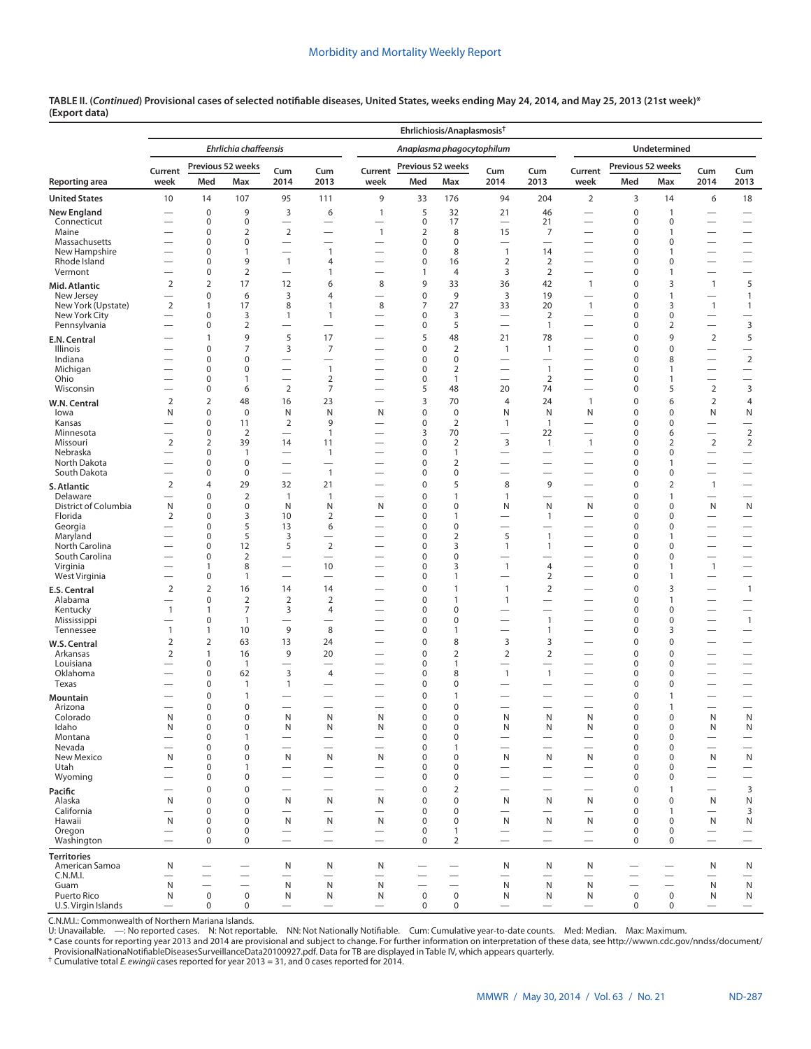**TABLE II. (*Continued*) Provisional cases of selected notifiable diseases, United States, weeks ending May 24, 2014, and May 25, 2013 (21st week)\* (Export data)**

| Reporting area | Ehrlichiosis/Anaplasmosis† | | | | | | | | | | | | | | |
|---|---|---|---|---|---|---|---|---|---|---|---|---|---|---|---|
| | *Ehrlichia chaffeensis* | | | | | *Anaplasma phagocytophilum* | | | | | Undetermined | | | | |
| | Current week | Previous 52 weeks Med | Previous 52 weeks Max | Cum 2014 | Cum 2013 | Current week | Previous 52 weeks Med | Previous 52 weeks Max | Cum 2014 | Cum 2013 | Current week | Previous 52 weeks Med | Previous 52 weeks Max | Cum 2014 | Cum 2013 |
| **United States** | 10 | 14 | 107 | 95 | 111 | 9 | 33 | 176 | 94 | 204 | 2 | 3 | 14 | 6 | 18 |
| **New England** | — | 0 | 9 | 3 | 6 | 1 | 5 | 32 | 21 | 46 | — | 0 | 1 | — | — |
| Connecticut | — | 0 | 0 | — | — | — | 0 | 17 | — | 21 | — | 0 | 0 | — | — |
| Maine | — | 0 | 2 | 2 | — | 1 | 2 | 8 | 15 | 7 | — | 0 | 1 | — | — |
| Massachusetts | — | 0 | 0 | — | — | — | 0 | 0 | — | — | — | 0 | 0 | — | — |
| New Hampshire | — | 0 | 1 | — | 1 | — | 0 | 8 | 1 | 14 | — | 0 | 1 | — | — |
| Rhode Island | — | 0 | 9 | 1 | 4 | — | 0 | 16 | 2 | 2 | — | 0 | 0 | — | — |
| Vermont | — | 0 | 2 | — | 1 | — | 1 | 4 | 3 | 2 | — | 0 | 1 | — | — |
| **Mid. Atlantic** | 2 | 2 | 17 | 12 | 6 | 8 | 9 | 33 | 36 | 42 | 1 | 0 | 3 | 1 | 5 |
| New Jersey | — | 0 | 6 | 3 | 4 | — | 0 | 9 | 3 | 19 | — | 0 | 1 | — | 1 |
| New York (Upstate) | 2 | 1 | 17 | 8 | 1 | 8 | 7 | 27 | 33 | 20 | 1 | 0 | 3 | 1 | 1 |
| New York City | — | 0 | 3 | 1 | 1 | — | 0 | 3 | — | 2 | — | 0 | 0 | — | — |
| Pennsylvania | — | 0 | 2 | — | — | — | 0 | 5 | — | 1 | — | 0 | 2 | — | 3 |
| **E.N. Central** | — | 1 | 9 | 5 | 17 | — | 5 | 48 | 21 | 78 | — | 0 | 9 | 2 | 5 |
| Illinois | — | 0 | 7 | 3 | 7 | — | 0 | 2 | 1 | 1 | — | 0 | 0 | — | — |
| Indiana | — | 0 | 0 | — | — | — | 0 | 0 | — | — | — | 0 | 8 | — | 2 |
| Michigan | — | 0 | 0 | — | 1 | — | 0 | 2 | — | 1 | — | 0 | 1 | — | — |
| Ohio | — | 0 | 1 | — | 2 | — | 0 | 1 | — | 2 | — | 0 | 1 | — | — |
| Wisconsin | — | 0 | 6 | 2 | 7 | — | 5 | 48 | 20 | 74 | — | 0 | 5 | 2 | 3 |
| **W.N. Central** | 2 | 2 | 48 | 16 | 23 | — | 3 | 70 | 4 | 24 | 1 | 0 | 6 | 2 | 4 |
| Iowa | N | 0 | 0 | N | N | N | 0 | 0 | N | N | N | 0 | 0 | N | N |
| Kansas | — | 0 | 11 | 2 | 9 | — | 0 | 2 | 1 | 1 | — | 0 | 0 | — | — |
| Minnesota | — | 0 | 2 | — | 1 | — | 3 | 70 | — | 22 | — | 0 | 6 | — | 2 |
| Missouri | 2 | 2 | 39 | 14 | 11 | — | 0 | 2 | 3 | 1 | 1 | 0 | 2 | 2 | 2 |
| Nebraska | — | 0 | 1 | — | 1 | — | 0 | 1 | — | — | — | 0 | 0 | — | — |
| North Dakota | — | 0 | 0 | — | — | — | 0 | 2 | — | — | — | 0 | 1 | — | — |
| South Dakota | — | 0 | 0 | — | 1 | — | 0 | 0 | — | — | — | 0 | 0 | — | — |
| **S. Atlantic** | 2 | 4 | 29 | 32 | 21 | — | 0 | 5 | 8 | 9 | — | 0 | 2 | 1 | — |
| Delaware | — | 0 | 2 | 1 | 1 | — | 0 | 1 | 1 | — | — | 0 | 1 | — | — |
| District of Columbia | N | 0 | 0 | N | N | N | 0 | 0 | N | N | N | 0 | 0 | N | N |
| Florida | 2 | 0 | 3 | 10 | 2 | — | 0 | 1 | — | 1 | — | 0 | 0 | — | — |
| Georgia | — | 0 | 5 | 13 | 6 | — | 0 | 0 | — | — | — | 0 | 0 | — | — |
| Maryland | — | 0 | 5 | 3 | — | — | 0 | 2 | 5 | 1 | — | 0 | 1 | — | — |
| North Carolina | — | 0 | 12 | 5 | 2 | — | 0 | 3 | 1 | 1 | — | 0 | 0 | — | — |
| South Carolina | — | 0 | 2 | — | — | — | 0 | 0 | — | — | — | 0 | 0 | — | — |
| Virginia | — | 1 | 8 | — | 10 | — | 0 | 3 | 1 | 4 | — | 0 | 1 | 1 | — |
| West Virginia | — | 0 | 1 | — | — | — | 0 | 1 | — | 2 | — | 0 | 1 | — | — |
| **E.S. Central** | 2 | 2 | 16 | 14 | 14 | — | 0 | 1 | 1 | 2 | — | 0 | 3 | — | 1 |
| Alabama | — | 0 | 2 | 2 | 2 | — | 0 | 1 | 1 | — | — | 0 | 1 | — | — |
| Kentucky | 1 | 1 | 7 | 3 | 4 | — | 0 | 0 | — | — | — | 0 | 0 | — | — |
| Mississippi | — | 0 | 1 | — | — | — | 0 | 0 | — | 1 | — | 0 | 0 | — | 1 |
| Tennessee | 1 | 1 | 10 | 9 | 8 | — | 0 | 1 | — | 1 | — | 0 | 3 | — | — |
| **W.S. Central** | 2 | 2 | 63 | 13 | 24 | — | 0 | 8 | 3 | 3 | — | 0 | 0 | — | — |
| Arkansas | 2 | 1 | 16 | 9 | 20 | — | 0 | 2 | 2 | 2 | — | 0 | 0 | — | — |
| Louisiana | — | 0 | 1 | — | — | — | 0 | 1 | — | — | — | 0 | 0 | — | — |
| Oklahoma | — | 0 | 62 | 3 | 4 | — | 0 | 8 | 1 | 1 | — | 0 | 0 | — | — |
| Texas | — | 0 | 1 | 1 | — | — | 0 | 0 | — | — | — | 0 | 0 | — | — |
| **Mountain** | — | 0 | 1 | — | — | — | 0 | 1 | — | — | — | 0 | 1 | — | — |
| Arizona | — | 0 | 0 | — | — | — | 0 | 0 | — | — | — | 0 | 1 | — | — |
| Colorado | N | 0 | 0 | N | N | N | 0 | 0 | N | N | N | 0 | 0 | N | N |
| Idaho | N | 0 | 0 | N | N | N | 0 | 0 | N | N | N | 0 | 0 | N | N |
| Montana | — | 0 | 1 | — | — | — | 0 | 0 | — | — | — | 0 | 0 | — | — |
| Nevada | — | 0 | 0 | — | — | — | 0 | 1 | — | — | — | 0 | 0 | — | — |
| New Mexico | N | 0 | 0 | N | N | N | 0 | 0 | N | N | N | 0 | 0 | N | N |
| Utah | — | 0 | 1 | — | — | — | 0 | 0 | — | — | — | 0 | 0 | — | — |
| Wyoming | — | 0 | 0 | — | — | — | 0 | 0 | — | — | — | 0 | 0 | — | — |
| **Pacific** | — | 0 | 0 | — | — | — | 0 | 2 | — | — | — | 0 | 1 | — | 3 |
| Alaska | N | 0 | 0 | N | N | N | 0 | 0 | N | N | N | 0 | 0 | N | N |
| California | — | 0 | 0 | — | — | — | 0 | 0 | — | — | — | 0 | 1 | — | 3 |
| Hawaii | N | 0 | 0 | N | N | N | 0 | 0 | N | N | N | 0 | 0 | N | N |
| Oregon | — | 0 | 0 | — | — | — | 0 | 1 | — | — | — | 0 | 0 | — | — |
| Washington | — | 0 | 0 | — | — | — | 0 | 2 | — | — | — | 0 | 0 | — | — |
| **Territories** | | | | | | | | | | | | | | | |
| American Samoa | N | — | — | N | N | N | — | — | N | N | N | — | — | N | N |
| C.N.M.I. | — | — | — | — | — | — | — | — | — | — | — | — | — | — | — |
| Guam | N | — | — | N | N | N | — | — | N | N | N | — | — | N | N |
| Puerto Rico | N | 0 | 0 | N | N | N | 0 | 0 | N | N | N | 0 | 0 | N | N |
| U.S. Virgin Islands | — | 0 | 0 | — | — | — | 0 | 0 | — | — | — | 0 | 0 | — | — |

C.N.M.I.: Commonwealth of Northern Mariana Islands.
U: Unavailable. —: No reported cases. N: Not reportable. NN: Not Nationally Notifiable. Cum: Cumulative year-to-date counts. Med: Median. Max: Maximum.
\* Case counts for reporting year 2013 and 2014 are provisional and subject to change. For further information on interpretation of these data, see http://wwwn.cdc.gov/nndss/document/ProvisionalNationaNotifiableDiseasesSurveillanceData20100927.pdf. Data for TB are displayed in Table IV, which appears quarterly.
† Cumulative total *E. ewingii* cases reported for year 2013 = 31, and 0 cases reported for 2014.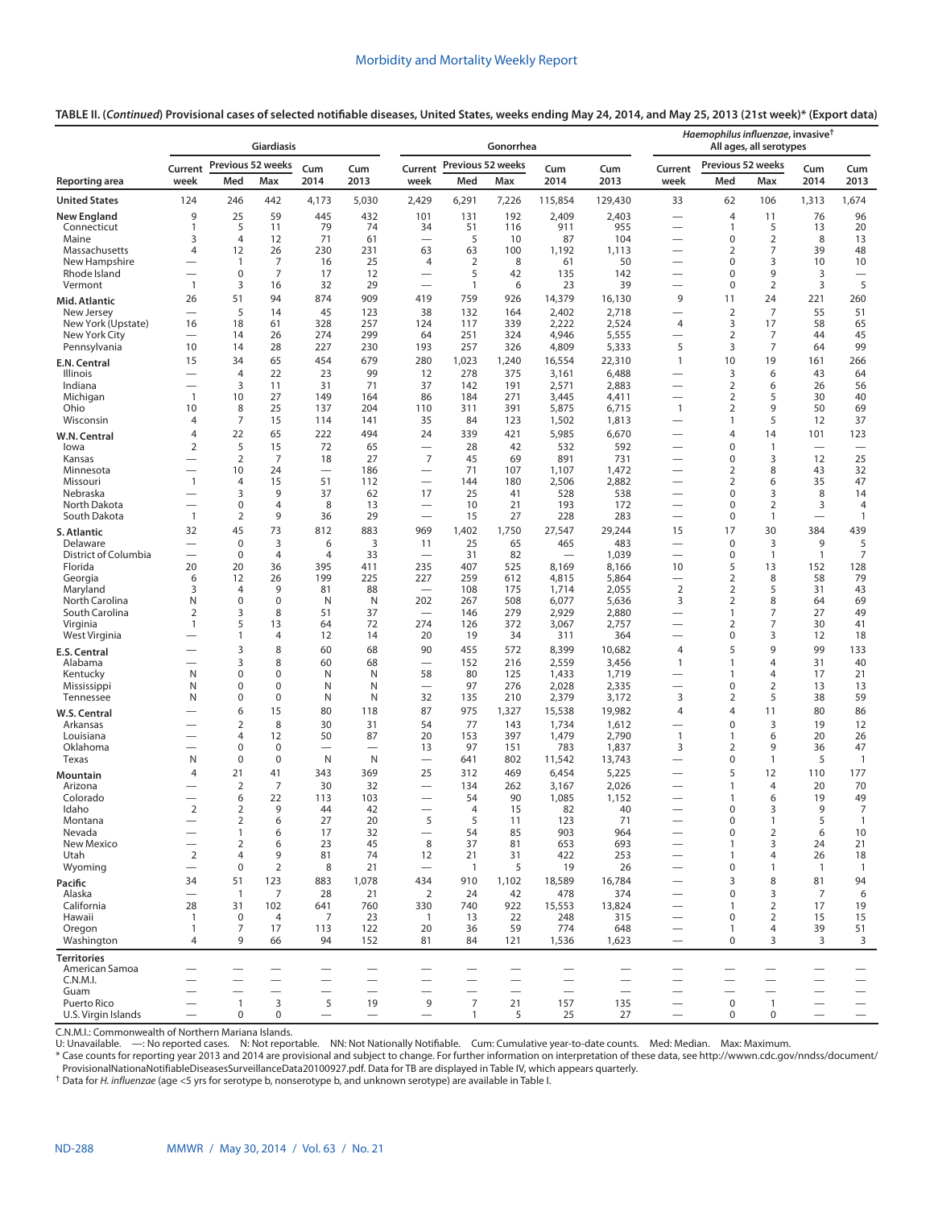**TABLE II. (*Continued*) Provisional cases of selected notifiable diseases, United States, weeks ending May 24, 2014, and May 25, 2013 (21st week)* (Export data)**

| | Giardiasis | | | | | Gonorrhea | | | | | *Haemophilus influenzae*, invasive† All ages, all serotypes | | | | |
|---|---|---|---|---|---|---|---|---|---|---|---|---|---|---|---|
| | Current | Previous 52 weeks | | Cum | Cum | Current | Previous 52 weeks | | Cum | Cum | Current | Previous 52 weeks | | Cum | Cum |
| Reporting area | week | Med | Max | 2014 | 2013 | week | Med | Max | 2014 | 2013 | week | Med | Max | 2014 | 2013 |
| **United States** | 124 | 246 | 442 | 4,173 | 5,030 | 2,429 | 6,291 | 7,226 | 115,854 | 129,430 | 33 | 62 | 106 | 1,313 | 1,674 |
| **New England** | 9 | 25 | 59 | 445 | 432 | 101 | 131 | 192 | 2,409 | 2,403 | — | 4 | 11 | 76 | 96 |
| Connecticut | 1 | 5 | 11 | 79 | 74 | 34 | 51 | 116 | 911 | 955 | — | 1 | 5 | 13 | 20 |
| Maine | 3 | 4 | 12 | 71 | 61 | — | 5 | 10 | 87 | 104 | — | 0 | 2 | 8 | 13 |
| Massachusetts | 4 | 12 | 26 | 230 | 231 | 63 | 63 | 100 | 1,192 | 1,113 | — | 2 | 7 | 39 | 48 |
| New Hampshire | — | 1 | 7 | 16 | 25 | 4 | 2 | 8 | 61 | 50 | — | 0 | 3 | 10 | 10 |
| Rhode Island | — | 0 | 7 | 17 | 12 | — | 5 | 42 | 135 | 142 | — | 0 | 9 | 3 | — |
| Vermont | 1 | 3 | 16 | 32 | 29 | — | 1 | 6 | 23 | 39 | — | 0 | 2 | 3 | 5 |
| **Mid. Atlantic** | 26 | 51 | 94 | 874 | 909 | 419 | 759 | 926 | 14,379 | 16,130 | 9 | 11 | 24 | 221 | 260 |
| New Jersey | — | 5 | 14 | 45 | 123 | 38 | 132 | 164 | 2,402 | 2,718 | — | 2 | 7 | 55 | 51 |
| New York (Upstate) | 16 | 18 | 61 | 328 | 257 | 124 | 117 | 339 | 2,222 | 2,524 | 4 | 3 | 17 | 58 | 65 |
| New York City | — | 14 | 26 | 274 | 299 | 64 | 251 | 324 | 4,946 | 5,555 | — | 2 | 7 | 44 | 45 |
| Pennsylvania | 10 | 14 | 28 | 227 | 230 | 193 | 257 | 326 | 4,809 | 5,333 | 5 | 3 | 7 | 64 | 99 |
| **E.N. Central** | 15 | 34 | 65 | 454 | 679 | 280 | 1,023 | 1,240 | 16,554 | 22,310 | 1 | 10 | 19 | 161 | 266 |
| Illinois | — | 4 | 22 | 23 | 99 | 12 | 278 | 375 | 3,161 | 6,488 | — | 3 | 6 | 43 | 64 |
| Indiana | — | 3 | 11 | 31 | 71 | 37 | 142 | 191 | 2,571 | 2,883 | — | 2 | 6 | 26 | 56 |
| Michigan | 1 | 10 | 27 | 149 | 164 | 86 | 184 | 271 | 3,445 | 4,411 | — | 2 | 5 | 30 | 40 |
| Ohio | 10 | 8 | 25 | 137 | 204 | 110 | 311 | 391 | 5,875 | 6,715 | 1 | 2 | 9 | 50 | 69 |
| Wisconsin | 4 | 7 | 15 | 114 | 141 | 35 | 84 | 123 | 1,502 | 1,813 | — | 1 | 5 | 12 | 37 |
| **W.N. Central** | 4 | 22 | 65 | 222 | 494 | 24 | 339 | 421 | 5,985 | 6,670 | — | 4 | 14 | 101 | 123 |
| Iowa | 2 | 5 | 15 | 72 | 65 | — | 28 | 42 | 532 | 592 | — | 0 | 1 | — | — |
| Kansas | — | 2 | 7 | 18 | 27 | 7 | 45 | 69 | 891 | 731 | — | 0 | 3 | 12 | 25 |
| Minnesota | — | 10 | 24 | — | 186 | — | 71 | 107 | 1,107 | 1,472 | — | 2 | 8 | 43 | 32 |
| Missouri | 1 | 4 | 15 | 51 | 112 | — | 144 | 180 | 2,506 | 2,882 | — | 2 | 6 | 35 | 47 |
| Nebraska | — | 3 | 9 | 37 | 62 | 17 | 25 | 41 | 528 | 538 | — | 0 | 3 | 8 | 14 |
| North Dakota | — | 0 | 4 | 8 | 13 | — | 10 | 21 | 193 | 172 | — | 0 | 2 | 3 | 4 |
| South Dakota | 1 | 2 | 9 | 36 | 29 | — | 15 | 27 | 228 | 283 | — | 0 | 1 | — | 1 |
| **S. Atlantic** | 32 | 45 | 73 | 812 | 883 | 969 | 1,402 | 1,750 | 27,547 | 29,244 | 15 | 17 | 30 | 384 | 439 |
| Delaware | — | 0 | 3 | 6 | 3 | 11 | 25 | 65 | 465 | 483 | — | 0 | 3 | 9 | 5 |
| District of Columbia | — | 0 | 4 | 4 | 33 | — | 31 | 82 | — | 1,039 | — | 0 | 1 | 1 | 7 |
| Florida | 20 | 20 | 36 | 395 | 411 | 235 | 407 | 525 | 8,169 | 8,166 | 10 | 5 | 13 | 152 | 128 |
| Georgia | 6 | 12 | 26 | 199 | 225 | 227 | 259 | 612 | 4,815 | 5,864 | — | 2 | 8 | 58 | 79 |
| Maryland | 3 | 4 | 9 | 81 | 88 | — | 108 | 175 | 1,714 | 2,055 | 2 | 2 | 5 | 31 | 43 |
| North Carolina | N | 0 | 0 | N | N | 202 | 267 | 508 | 6,077 | 5,636 | 3 | 2 | 8 | 64 | 69 |
| South Carolina | 2 | 3 | 8 | 51 | 37 | — | 146 | 279 | 2,929 | 2,880 | — | 1 | 7 | 27 | 49 |
| Virginia | 1 | 5 | 13 | 64 | 72 | 274 | 126 | 372 | 3,067 | 2,757 | — | 2 | 7 | 30 | 41 |
| West Virginia | — | 1 | 4 | 12 | 14 | 20 | 19 | 34 | 311 | 364 | — | 0 | 3 | 12 | 18 |
| **E.S. Central** | — | 3 | 8 | 60 | 68 | 90 | 455 | 572 | 8,399 | 10,682 | 4 | 5 | 9 | 99 | 133 |
| Alabama | — | 3 | 8 | 60 | 68 | — | 152 | 216 | 2,559 | 3,456 | 1 | 1 | 4 | 31 | 40 |
| Kentucky | N | 0 | 0 | N | N | 58 | 80 | 125 | 1,433 | 1,719 | — | 1 | 4 | 17 | 21 |
| Mississippi | N | 0 | 0 | N | N | — | 97 | 276 | 2,028 | 2,335 | — | 0 | 2 | 13 | 13 |
| Tennessee | N | 0 | 0 | N | N | 32 | 135 | 210 | 2,379 | 3,172 | 3 | 2 | 5 | 38 | 59 |
| **W.S. Central** | — | 6 | 15 | 80 | 118 | 87 | 975 | 1,327 | 15,538 | 19,982 | 4 | 4 | 11 | 80 | 86 |
| Arkansas | — | 2 | 8 | 30 | 31 | 54 | 77 | 143 | 1,734 | 1,612 | — | 0 | 3 | 19 | 12 |
| Louisiana | — | 4 | 12 | 50 | 87 | 20 | 153 | 397 | 1,479 | 2,790 | 1 | 1 | 6 | 20 | 26 |
| Oklahoma | — | 0 | 0 | — | — | 13 | 97 | 151 | 783 | 1,837 | 3 | 2 | 9 | 36 | 47 |
| Texas | N | 0 | 0 | N | N | — | 641 | 802 | 11,542 | 13,743 | — | 0 | 1 | 5 | 1 |
| **Mountain** | 4 | 21 | 41 | 343 | 369 | 25 | 312 | 469 | 6,454 | 5,225 | — | 5 | 12 | 110 | 177 |
| Arizona | — | 2 | 7 | 30 | 32 | — | 134 | 262 | 3,167 | 2,026 | — | 1 | 4 | 20 | 70 |
| Colorado | — | 6 | 22 | 113 | 103 | — | 54 | 90 | 1,085 | 1,152 | — | 1 | 6 | 19 | 49 |
| Idaho | 2 | 2 | 9 | 44 | 42 | — | 4 | 15 | 82 | 40 | — | 0 | 3 | 9 | 7 |
| Montana | — | 2 | 6 | 27 | 20 | 5 | 5 | 11 | 123 | 71 | — | 0 | 1 | 5 | 1 |
| Nevada | — | 1 | 6 | 17 | 32 | — | 54 | 85 | 903 | 964 | — | 0 | 2 | 6 | 10 |
| New Mexico | — | 2 | 6 | 23 | 45 | 8 | 37 | 81 | 653 | 693 | — | 1 | 3 | 24 | 21 |
| Utah | 2 | 4 | 9 | 81 | 74 | 12 | 21 | 31 | 422 | 253 | — | 1 | 4 | 26 | 18 |
| Wyoming | — | 0 | 2 | 8 | 21 | — | 1 | 5 | 19 | 26 | — | 0 | 1 | 1 | 1 |
| **Pacific** | 34 | 51 | 123 | 883 | 1,078 | 434 | 910 | 1,102 | 18,589 | 16,784 | — | 3 | 8 | 81 | 94 |
| Alaska | — | 1 | 7 | 28 | 21 | 2 | 24 | 42 | 478 | 374 | — | 0 | 3 | 7 | 6 |
| California | 28 | 31 | 102 | 641 | 760 | 330 | 740 | 922 | 15,553 | 13,824 | — | 1 | 2 | 17 | 19 |
| Hawaii | 1 | 0 | 4 | 7 | 23 | 1 | 13 | 22 | 248 | 315 | — | 0 | 2 | 15 | 15 |
| Oregon | 1 | 7 | 17 | 113 | 122 | 20 | 36 | 59 | 774 | 648 | — | 1 | 4 | 39 | 51 |
| Washington | 4 | 9 | 66 | 94 | 152 | 81 | 84 | 121 | 1,536 | 1,623 | — | 0 | 3 | 3 | 3 |
| **Territories** | | | | | | | | | | | | | | | |
| American Samoa | — | — | — | — | — | — | — | — | — | — | — | — | — | — | — |
| C.N.M.I. | — | — | — | — | — | — | — | — | — | — | — | — | — | — | — |
| Guam | — | — | — | — | — | — | — | — | — | — | — | — | — | — | — |
| Puerto Rico | — | 1 | 3 | 5 | 19 | 9 | 7 | 21 | 157 | 135 | — | 0 | 1 | — | — |
| U.S. Virgin Islands | — | 0 | 0 | — | — | — | 1 | 5 | 25 | 27 | — | 0 | 0 | — | — |

C.N.M.I.: Commonwealth of Northern Mariana Islands.
U: Unavailable. —: No reported cases. N: Not reportable. NN: Not Nationally Notifiable. Cum: Cumulative year-to-date counts. Med: Median. Max: Maximum.
\* Case counts for reporting year 2013 and 2014 are provisional and subject to change. For further information on interpretation of these data, see http://wwwn.cdc.gov/nndss/document/ProvisionalNationaNotifiableDiseasesSurveillanceData20100927.pdf. Data for TB are displayed in Table IV, which appears quarterly.
† Data for *H. influenzae* (age <5 yrs for serotype b, nonserotype b, and unknown serotype) are available in Table I.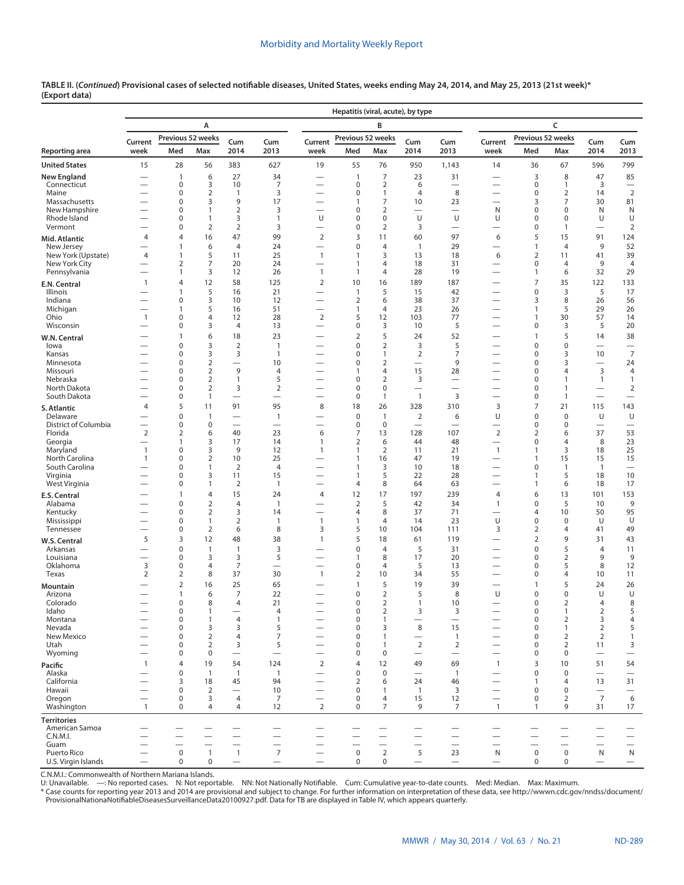**TABLE II. (*Continued*) Provisional cases of selected notifiable diseases, United States, weeks ending May 24, 2014, and May 25, 2013 (21st week)\* (Export data)**

| Reporting area | Hepatitis (viral, acute), by type | | | | | | | | | | | | | | |
|---|---|---|---|---|---|---|---|---|---|---|---|---|---|---|---|
| | A | | | | | B | | | | | C | | | | |
| | Current week | Previous 52 weeks Med | Previous 52 weeks Max | Cum 2014 | Cum 2013 | Current week | Previous 52 weeks Med | Previous 52 weeks Max | Cum 2014 | Cum 2013 | Current week | Previous 52 weeks Med | Previous 52 weeks Max | Cum 2014 | Cum 2013 |
| **United States** | 15 | 28 | 56 | 383 | 627 | 19 | 55 | 76 | 950 | 1,143 | 14 | 36 | 67 | 596 | 799 |
| **New England** | — | 1 | 6 | 27 | 34 | — | 1 | 7 | 23 | 31 | — | 3 | 8 | 47 | 85 |
| Connecticut | — | 0 | 3 | 10 | 7 | — | 0 | 2 | 6 | — | — | 0 | 1 | 3 | — |
| Maine | — | 0 | 2 | 1 | 3 | — | 0 | 1 | 4 | 8 | — | 0 | 2 | 14 | 2 |
| Massachusetts | — | 0 | 3 | 9 | 17 | — | 1 | 7 | 10 | 23 | — | 3 | 7 | 30 | 81 |
| New Hampshire | — | 0 | 1 | 2 | 3 | — | 0 | 2 | — | — | N | 0 | 0 | N | N |
| Rhode Island | — | 0 | 1 | 3 | 1 | U | 0 | 0 | U | U | U | 0 | 0 | U | U |
| Vermont | — | 0 | 2 | 2 | 3 | — | 0 | 2 | 3 | — | — | 0 | 1 | — | 2 |
| **Mid. Atlantic** | 4 | 4 | 16 | 47 | 99 | 2 | 3 | 11 | 60 | 97 | 6 | 5 | 15 | 91 | 124 |
| New Jersey | — | 1 | 6 | 4 | 24 | — | 0 | 4 | 1 | 29 | — | 1 | 4 | 9 | 52 |
| New York (Upstate) | 4 | 1 | 5 | 11 | 25 | 1 | 1 | 3 | 13 | 18 | 6 | 2 | 11 | 41 | 39 |
| New York City | — | 2 | 7 | 20 | 24 | — | 1 | 4 | 18 | 31 | — | 0 | 4 | 9 | 4 |
| Pennsylvania | — | 1 | 3 | 12 | 26 | 1 | 1 | 4 | 28 | 19 | — | 1 | 6 | 32 | 29 |
| **E.N. Central** | 1 | 4 | 12 | 58 | 125 | 2 | 10 | 16 | 189 | 187 | — | 7 | 35 | 122 | 133 |
| Illinois | — | 1 | 5 | 16 | 21 | — | 1 | 5 | 15 | 42 | — | 0 | 3 | 5 | 17 |
| Indiana | — | 0 | 3 | 10 | 12 | — | 2 | 6 | 38 | 37 | — | 3 | 8 | 26 | 56 |
| Michigan | — | 1 | 5 | 16 | 51 | — | 1 | 4 | 23 | 26 | — | 1 | 5 | 29 | 26 |
| Ohio | 1 | 0 | 4 | 12 | 28 | 2 | 5 | 12 | 103 | 77 | — | 1 | 30 | 57 | 14 |
| Wisconsin | — | 0 | 3 | 4 | 13 | — | 0 | 3 | 10 | 5 | — | 0 | 3 | 5 | 20 |
| **W.N. Central** | — | 1 | 6 | 18 | 23 | — | 2 | 5 | 24 | 52 | — | 1 | 5 | 14 | 38 |
| Iowa | — | 0 | 3 | 2 | 1 | — | 0 | 2 | 3 | 5 | — | 0 | 0 | — | — |
| Kansas | — | 0 | 3 | 3 | 1 | — | 0 | 1 | 2 | 7 | — | 0 | 3 | 10 | 7 |
| Minnesota | — | 0 | 2 | — | 10 | — | 0 | 2 | — | 9 | — | 0 | 3 | — | 24 |
| Missouri | — | 0 | 2 | 9 | 4 | — | 1 | 4 | 15 | 28 | — | 0 | 4 | 3 | 4 |
| Nebraska | — | 0 | 2 | 1 | 5 | — | 0 | 2 | 3 | — | — | 0 | 1 | 1 | 1 |
| North Dakota | — | 0 | 2 | 3 | 2 | — | 0 | 0 | — | — | — | 0 | 1 | — | 2 |
| South Dakota | — | 0 | 1 | — | — | — | 0 | 1 | 1 | 3 | — | 0 | 1 | — | — |
| **S. Atlantic** | 4 | 5 | 11 | 91 | 95 | 8 | 18 | 26 | 328 | 310 | 3 | 7 | 21 | 115 | 143 |
| Delaware | — | 0 | 1 | — | 1 | — | 0 | 1 | 2 | 6 | U | 0 | 0 | U | U |
| District of Columbia | — | 0 | 0 | — | — | — | 0 | 0 | — | — | — | 0 | 0 | — | — |
| Florida | 2 | 2 | 6 | 40 | 23 | 6 | 7 | 13 | 128 | 107 | 2 | 2 | 6 | 37 | 53 |
| Georgia | — | 1 | 3 | 17 | 14 | 1 | 2 | 6 | 44 | 48 | — | 0 | 4 | 8 | 23 |
| Maryland | 1 | 0 | 3 | 9 | 12 | 1 | 1 | 2 | 11 | 21 | 1 | 1 | 3 | 18 | 25 |
| North Carolina | 1 | 0 | 2 | 10 | 25 | — | 1 | 16 | 47 | 19 | — | 1 | 15 | 15 | 15 |
| South Carolina | — | 0 | 1 | 2 | 4 | — | 1 | 3 | 10 | 18 | — | 0 | 1 | 1 | — |
| Virginia | — | 0 | 3 | 11 | 15 | — | 1 | 5 | 22 | 28 | — | 1 | 5 | 18 | 10 |
| West Virginia | — | 0 | 1 | 2 | 1 | — | 4 | 8 | 64 | 63 | — | 1 | 6 | 18 | 17 |
| **E.S. Central** | — | 1 | 4 | 15 | 24 | 4 | 12 | 17 | 197 | 239 | 4 | 6 | 13 | 101 | 153 |
| Alabama | — | 0 | 2 | 4 | 1 | — | 2 | 5 | 42 | 34 | 1 | 0 | 5 | 10 | 9 |
| Kentucky | — | 0 | 2 | 3 | 14 | — | 4 | 8 | 37 | 71 | — | 4 | 10 | 50 | 95 |
| Mississippi | — | 0 | 1 | 2 | 1 | 1 | 1 | 4 | 14 | 23 | U | 0 | 0 | U | U |
| Tennessee | — | 0 | 2 | 6 | 8 | 3 | 5 | 10 | 104 | 111 | 3 | 2 | 4 | 41 | 49 |
| **W.S. Central** | 5 | 3 | 12 | 48 | 38 | 1 | 5 | 18 | 61 | 119 | — | 2 | 9 | 31 | 43 |
| Arkansas | — | 0 | 1 | 1 | 3 | — | 0 | 4 | 5 | 31 | — | 0 | 5 | 4 | 11 |
| Louisiana | — | 0 | 3 | 3 | 5 | — | 1 | 8 | 17 | 20 | — | 0 | 2 | 9 | 9 |
| Oklahoma | 3 | 0 | 4 | 7 | — | — | 0 | 4 | 5 | 13 | — | 0 | 5 | 8 | 12 |
| Texas | 2 | 2 | 8 | 37 | 30 | 1 | 2 | 10 | 34 | 55 | — | 0 | 4 | 10 | 11 |
| **Mountain** | — | 2 | 16 | 25 | 65 | — | 1 | 5 | 19 | 39 | — | 1 | 5 | 24 | 26 |
| Arizona | — | 1 | 6 | 7 | 22 | — | 0 | 2 | 5 | 8 | U | 0 | 0 | U | U |
| Colorado | — | 0 | 8 | 4 | 21 | — | 0 | 2 | 1 | 10 | — | 0 | 2 | 4 | 8 |
| Idaho | — | 0 | 1 | — | 4 | — | 0 | 2 | 3 | 3 | — | 0 | 1 | 2 | 5 |
| Montana | — | 0 | 1 | 4 | 1 | — | 0 | 1 | — | — | — | 0 | 2 | 3 | 4 |
| Nevada | — | 0 | 3 | 3 | 5 | — | 0 | 3 | 8 | 15 | — | 0 | 1 | 2 | 5 |
| New Mexico | — | 0 | 2 | 4 | 7 | — | 0 | 1 | — | 1 | — | 0 | 2 | 2 | 1 |
| Utah | — | 0 | 2 | 3 | 5 | — | 0 | 1 | 2 | 2 | — | 0 | 2 | 11 | 3 |
| Wyoming | — | 0 | 0 | — | — | — | 0 | 0 | — | — | — | 0 | 0 | — | — |
| **Pacific** | 1 | 4 | 19 | 54 | 124 | 2 | 4 | 12 | 49 | 69 | 1 | 3 | 10 | 51 | 54 |
| Alaska | — | 0 | 1 | 1 | 1 | — | 0 | 0 | — | 1 | — | 0 | 0 | — | — |
| California | — | 3 | 18 | 45 | 94 | — | 2 | 6 | 24 | 46 | — | 1 | 4 | 13 | 31 |
| Hawaii | — | 0 | 2 | — | 10 | — | 0 | 1 | 1 | 3 | — | 0 | 0 | — | — |
| Oregon | — | 0 | 3 | 4 | 7 | — | 0 | 4 | 15 | 12 | — | 0 | 2 | 7 | 6 |
| Washington | 1 | 0 | 4 | 4 | 12 | 2 | 0 | 7 | 9 | 7 | 1 | 1 | 9 | 31 | 17 |
| **Territories** | | | | | | | | | | | | | | | |
| American Samoa | — | — | — | — | — | — | — | — | — | — | — | — | — | — | — |
| C.N.M.I. | — | — | — | — | — | — | — | — | — | — | — | — | — | — | — |
| Guam | — | — | — | — | — | — | — | — | — | — | — | — | — | — | — |
| Puerto Rico | — | 0 | 1 | 1 | 7 | — | 0 | 2 | 5 | 23 | N | 0 | 0 | N | N |
| U.S. Virgin Islands | — | 0 | 0 | — | — | — | 0 | 0 | — | — | — | 0 | 0 | — | — |

C.N.M.I.: Commonwealth of Northern Mariana Islands.
U: Unavailable. —: No reported cases. N: Not reportable. NN: Not Nationally Notifiable. Cum: Cumulative year-to-date counts. Med: Median. Max: Maximum.
\* Case counts for reporting year 2013 and 2014 are provisional and subject to change. For further information on interpretation of these data, see http://wwwn.cdc.gov/nndss/document/ProvisionalNationaNotifiableDiseasesSurveillanceData20100927.pdf. Data for TB are displayed in Table IV, which appears quarterly.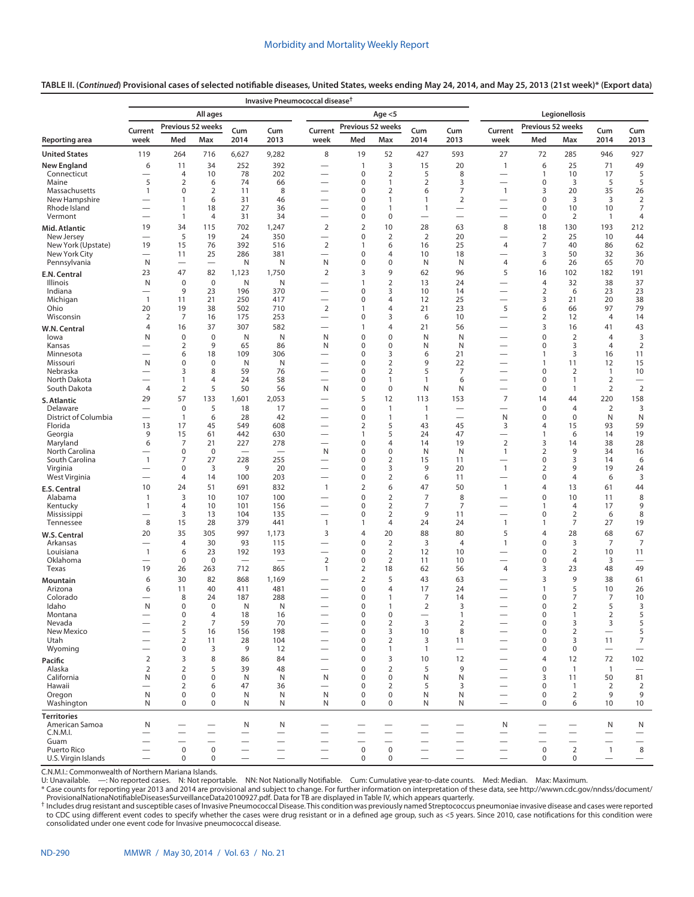**TABLE II. (*Continued*) Provisional cases of selected notifiable diseases, United States, weeks ending May 24, 2014, and May 25, 2013 (21st week)* (Export data)**

| Reporting area | Invasive Pneumococcal disease† All ages Current week | All ages Previous 52 weeks Med | All ages Previous 52 weeks Max | All ages Cum 2014 | All ages Cum 2013 | Age <5 Current week | Age <5 Previous 52 weeks Med | Age <5 Previous 52 weeks Max | Age <5 Cum 2014 | Age <5 Cum 2013 | Legionellosis Current week | Legionellosis Previous 52 weeks Med | Legionellosis Previous 52 weeks Max | Legionellosis Cum 2014 | Legionellosis Cum 2013 |
|---|---|---|---|---|---|---|---|---|---|---|---|---|---|---|---|
| United States | 119 | 264 | 716 | 6,627 | 9,282 | 8 | 19 | 52 | 427 | 593 | 27 | 72 | 285 | 946 | 927 |
| New England | 6 | 11 | 34 | 252 | 392 | — | 1 | 3 | 15 | 20 | 1 | 6 | 25 | 71 | 49 |
| Connecticut | — | 4 | 10 | 78 | 202 | — | 0 | 2 | 5 | 8 | — | 1 | 10 | 17 | 5 |
| Maine | 5 | 2 | 6 | 74 | 66 | — | 0 | 1 | 2 | 3 | — | 0 | 3 | 5 | 5 |
| Massachusetts | 1 | 0 | 2 | 11 | 8 | — | 0 | 2 | 6 | 7 | 1 | 3 | 20 | 35 | 26 |
| New Hampshire | — | 1 | 6 | 31 | 46 | — | 0 | 1 | 1 | 2 | — | 0 | 3 | 3 | 2 |
| Rhode Island | — | 1 | 18 | 27 | 36 | — | 0 | 1 | 1 | — | — | 0 | 10 | 10 | 7 |
| Vermont | — | 1 | 4 | 31 | 34 | — | 0 | 0 | — | — | — | 0 | 2 | 1 | 4 |
| Mid. Atlantic | 19 | 34 | 115 | 702 | 1,247 | 2 | 2 | 10 | 28 | 63 | 8 | 18 | 130 | 193 | 212 |
| New Jersey | — | 5 | 19 | 24 | 350 | — | 0 | 2 | 2 | 20 | — | 2 | 25 | 10 | 44 |
| New York (Upstate) | 19 | 15 | 76 | 392 | 516 | 2 | 1 | 6 | 16 | 25 | 4 | 7 | 40 | 86 | 62 |
| New York City | — | 11 | 25 | 286 | 381 | — | 0 | 4 | 10 | 18 | — | 3 | 50 | 32 | 36 |
| Pennsylvania | N | — | — | N | N | N | 0 | 0 | N | N | 4 | 6 | 26 | 65 | 70 |
| E.N. Central | 23 | 47 | 82 | 1,123 | 1,750 | 2 | 3 | 9 | 62 | 96 | 5 | 16 | 102 | 182 | 191 |
| Illinois | N | 0 | 0 | N | N | — | 1 | 2 | 13 | 24 | — | 4 | 32 | 38 | 37 |
| Indiana | — | 9 | 23 | 196 | 370 | — | 0 | 3 | 10 | 14 | — | 2 | 6 | 23 | 23 |
| Michigan | 1 | 11 | 21 | 250 | 417 | — | 0 | 4 | 12 | 25 | — | 3 | 21 | 20 | 38 |
| Ohio | 20 | 19 | 38 | 502 | 710 | 2 | 1 | 4 | 21 | 23 | 5 | 6 | 66 | 97 | 79 |
| Wisconsin | 2 | 7 | 16 | 175 | 253 | — | 0 | 3 | 6 | 10 | — | 2 | 12 | 4 | 14 |
| W.N. Central | 4 | 16 | 37 | 307 | 582 | — | 1 | 4 | 21 | 56 | — | 3 | 16 | 41 | 43 |
| Iowa | N | 0 | 0 | N | N | N | 0 | 0 | N | N | — | 0 | 2 | 4 | 3 |
| Kansas | — | 2 | 9 | 65 | 86 | N | 0 | 0 | N | N | — | 0 | 3 | 4 | 2 |
| Minnesota | — | 6 | 18 | 109 | 306 | — | 0 | 3 | 6 | 21 | — | 1 | 3 | 16 | 11 |
| Missouri | N | 0 | 0 | N | N | — | 0 | 2 | 9 | 22 | — | 1 | 11 | 12 | 15 |
| Nebraska | — | 3 | 8 | 59 | 76 | — | 0 | 2 | 5 | 7 | — | 0 | 2 | 1 | 10 |
| North Dakota | — | 1 | 4 | 24 | 58 | — | 0 | 1 | 1 | 6 | — | 0 | 1 | 2 | — |
| South Dakota | 4 | 2 | 5 | 50 | 56 | N | 0 | 0 | N | N | — | 0 | 1 | 2 | 2 |
| S. Atlantic | 29 | 57 | 133 | 1,601 | 2,053 | — | 5 | 12 | 113 | 153 | 7 | 14 | 44 | 220 | 158 |
| Delaware | — | 0 | 5 | 18 | 17 | — | 0 | 1 | 1 | — | — | 0 | 4 | 2 | 3 |
| District of Columbia | — | 1 | 6 | 28 | 42 | — | 0 | 1 | 1 | — | N | 0 | 0 | N | N |
| Florida | 13 | 17 | 45 | 549 | 608 | — | 2 | 5 | 43 | 45 | 3 | 4 | 15 | 93 | 59 |
| Georgia | 9 | 15 | 61 | 442 | 630 | — | 1 | 5 | 24 | 47 | — | 1 | 6 | 14 | 19 |
| Maryland | 6 | 7 | 21 | 227 | 278 | — | 0 | 4 | 14 | 19 | 2 | 3 | 14 | 38 | 28 |
| North Carolina | — | 0 | 0 | — | — | N | 0 | 0 | N | N | 1 | 2 | 9 | 34 | 16 |
| South Carolina | 1 | 7 | 27 | 228 | 255 | — | 0 | 2 | 15 | 11 | — | 0 | 3 | 14 | 6 |
| Virginia | — | 0 | 3 | 9 | 20 | — | 0 | 3 | 9 | 20 | 1 | 2 | 9 | 19 | 24 |
| West Virginia | — | 4 | 14 | 100 | 203 | — | 0 | 2 | 6 | 11 | — | 0 | 4 | 6 | 3 |
| E.S. Central | 10 | 24 | 51 | 691 | 832 | 1 | 2 | 6 | 47 | 50 | 1 | 4 | 13 | 61 | 44 |
| Alabama | 1 | 3 | 10 | 107 | 100 | — | 0 | 2 | 7 | 8 | — | 0 | 10 | 11 | 8 |
| Kentucky | 1 | 4 | 10 | 101 | 156 | — | 0 | 2 | 7 | 7 | — | 1 | 4 | 17 | 9 |
| Mississippi | — | 3 | 13 | 104 | 135 | — | 0 | 2 | 9 | 11 | — | 0 | 2 | 6 | 8 |
| Tennessee | 8 | 15 | 28 | 379 | 441 | 1 | 1 | 4 | 24 | 24 | 1 | 1 | 7 | 27 | 19 |
| W.S. Central | 20 | 35 | 305 | 997 | 1,173 | 3 | 4 | 20 | 88 | 80 | 5 | 4 | 28 | 68 | 67 |
| Arkansas | — | 4 | 30 | 93 | 115 | — | 0 | 2 | 3 | 4 | 1 | 0 | 3 | 7 | 7 |
| Louisiana | 1 | 6 | 23 | 192 | 193 | — | 0 | 2 | 12 | 10 | — | 0 | 2 | 10 | 11 |
| Oklahoma | — | 0 | 0 | — | — | 2 | 0 | 2 | 11 | 10 | — | 0 | 4 | 3 | — |
| Texas | 19 | 26 | 263 | 712 | 865 | 1 | 2 | 18 | 62 | 56 | 4 | 3 | 23 | 48 | 49 |
| Mountain | 6 | 30 | 82 | 868 | 1,169 | — | 2 | 5 | 43 | 63 | — | 3 | 9 | 38 | 61 |
| Arizona | 6 | 11 | 40 | 411 | 481 | — | 0 | 4 | 17 | 24 | — | 1 | 5 | 10 | 26 |
| Colorado | — | 8 | 24 | 187 | 288 | — | 0 | 1 | 7 | 14 | — | 0 | 7 | 7 | 10 |
| Idaho | N | 0 | 0 | N | N | — | 0 | 1 | 2 | 3 | — | 0 | 2 | 5 | 3 |
| Montana | — | 0 | 4 | 18 | 16 | — | 0 | 0 | — | 1 | — | 0 | 1 | 2 | 5 |
| Nevada | — | 2 | 7 | 59 | 70 | — | 0 | 2 | 3 | 2 | — | 0 | 3 | 3 | 5 |
| New Mexico | — | 5 | 16 | 156 | 198 | — | 0 | 3 | 10 | 8 | — | 0 | 2 | — | 5 |
| Utah | — | 2 | 11 | 28 | 104 | — | 0 | 2 | 3 | 11 | — | 0 | 3 | 11 | 7 |
| Wyoming | — | 0 | 3 | 9 | 12 | — | 0 | 1 | 1 | — | — | 0 | 0 | — | — |
| Pacific | 2 | 3 | 8 | 86 | 84 | — | 0 | 3 | 10 | 12 | — | 4 | 12 | 72 | 102 |
| Alaska | 2 | 2 | 5 | 39 | 48 | — | 0 | 2 | 5 | 9 | — | 0 | 1 | 1 | — |
| California | N | 0 | 0 | N | N | N | 0 | 0 | N | N | — | 3 | 11 | 50 | 81 |
| Hawaii | — | 2 | 6 | 47 | 36 | — | 0 | 2 | 5 | 3 | — | 0 | 1 | 2 | 2 |
| Oregon | N | 0 | 0 | N | N | N | 0 | 0 | N | N | — | 0 | 2 | 9 | 9 |
| Washington | N | 0 | 0 | N | N | N | 0 | 0 | N | N | — | 0 | 6 | 10 | 10 |
| Territories | | | | | | | | | | | | | | | |
| American Samoa | N | — | — | N | N | — | — | — | — | — | N | — | — | N | N |
| C.N.M.I. | — | — | — | — | — | — | — | — | — | — | — | — | — | — | — |
| Guam | — | — | — | — | — | — | — | — | — | — | — | — | — | — | — |
| Puerto Rico | — | 0 | 0 | — | — | — | 0 | 0 | — | — | — | 0 | 2 | 1 | 8 |
| U.S. Virgin Islands | — | 0 | 0 | — | — | — | 0 | 0 | — | — | — | 0 | 0 | — | — |

C.N.M.I.: Commonwealth of Northern Mariana Islands.
U: Unavailable. —: No reported cases. N: Not reportable. NN: Not Nationally Notifiable. Cum: Cumulative year-to-date counts. Med: Median. Max: Maximum.
\* Case counts for reporting year 2013 and 2014 are provisional and subject to change. For further information on interpretation of these data, see http://www.cdc.gov/nndss/document/ProvisionalNationaNotifiableDiseasesSurveillanceData20100927.pdf. Data for TB are displayed in Table IV, which appears quarterly.
† Includes drug resistant and susceptible cases of Invasive Pneumococcal Disease. This condition was previously named Streptococcus pneumoniae invasive disease and cases were reported to CDC using different event codes to specify whether the cases were drug resistant or in a defined age group, such as <5 years. Since 2010, case notifications for this condition were consolidated under one event code for Invasive pneumococcal disease.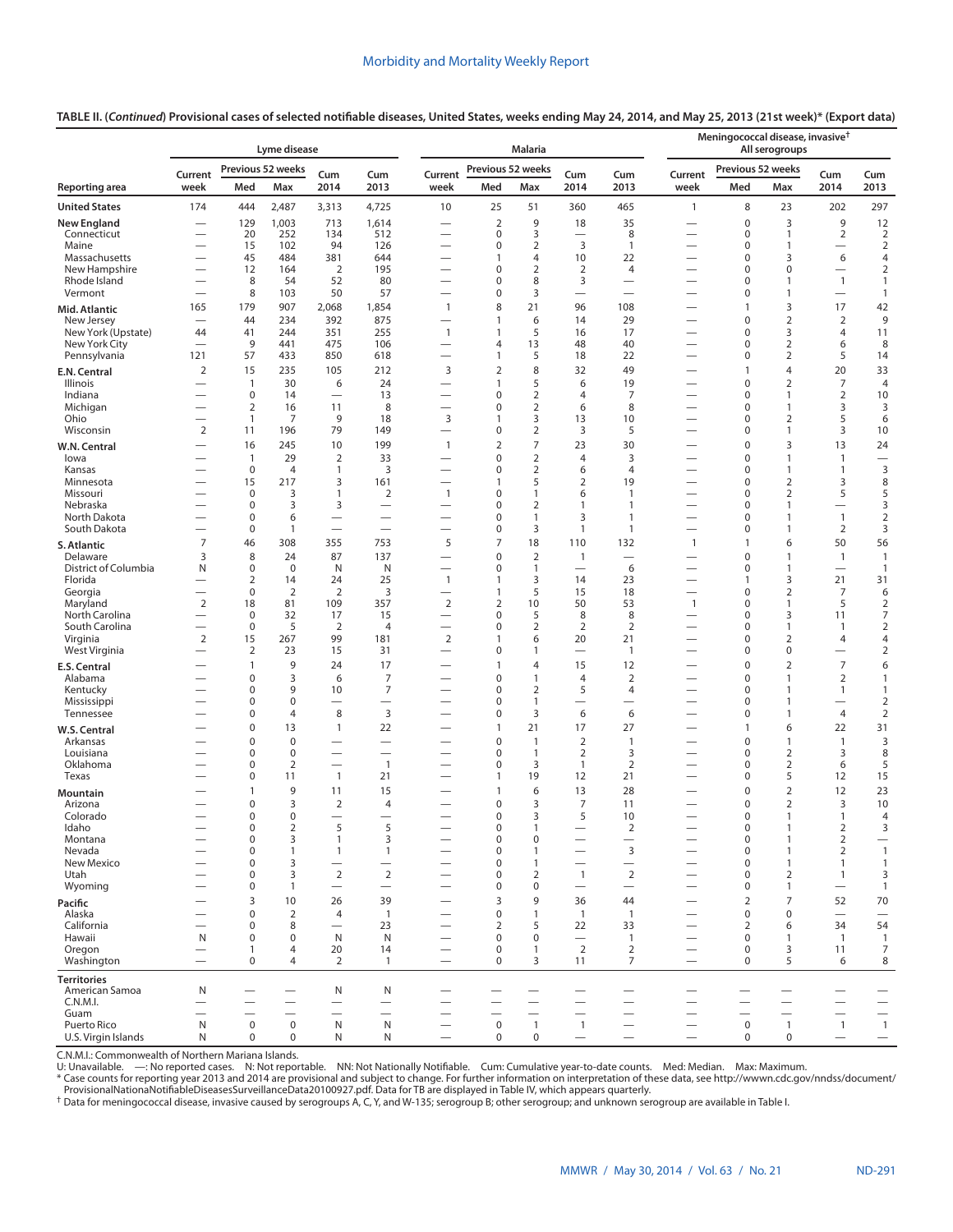**TABLE II. (*Continued*) Provisional cases of selected notifiable diseases, United States, weeks ending May 24, 2014, and May 25, 2013 (21st week)* (Export data)**

| Reporting area | Lyme disease | | | | | Malaria | | | | | Meningococcal disease, invasive† All serogroups | | | | |
|---|---|---|---|---|---|---|---|---|---|---|---|---|---|---|---|
| | Current week | Previous 52 weeks Med | Previous 52 weeks Max | Cum 2014 | Cum 2013 | Current week | Previous 52 weeks Med | Previous 52 weeks Max | Cum 2014 | Cum 2013 | Current week | Previous 52 weeks Med | Previous 52 weeks Max | Cum 2014 | Cum 2013 |
| **United States** | 174 | 444 | 2,487 | 3,313 | 4,725 | 10 | 25 | 51 | 360 | 465 | 1 | 8 | 23 | 202 | 297 |
| **New England** | — | 129 | 1,003 | 713 | 1,614 | — | 2 | 9 | 18 | 35 | — | 0 | 3 | 9 | 12 |
| Connecticut | — | 20 | 252 | 134 | 512 | — | 0 | 3 | — | 8 | — | 0 | 1 | 2 | 2 |
| Maine | — | 15 | 102 | 94 | 126 | — | 0 | 2 | 3 | 1 | — | 0 | 1 | — | 2 |
| Massachusetts | — | 45 | 484 | 381 | 644 | — | 1 | 4 | 10 | 22 | — | 0 | 3 | 6 | 4 |
| New Hampshire | — | 12 | 164 | 2 | 195 | — | 0 | 2 | 2 | 4 | — | 0 | 0 | — | 2 |
| Rhode Island | — | 8 | 54 | 52 | 80 | — | 0 | 8 | 3 | — | — | 0 | 1 | 1 | 1 |
| Vermont | — | 8 | 103 | 50 | 57 | — | 0 | 3 | — | — | — | 0 | 1 | — | 1 |
| **Mid. Atlantic** | 165 | 179 | 907 | 2,068 | 1,854 | 1 | 8 | 21 | 96 | 108 | — | 1 | 3 | 17 | 42 |
| New Jersey | — | 44 | 234 | 392 | 875 | — | 1 | 6 | 14 | 29 | — | 0 | 2 | 2 | 9 |
| New York (Upstate) | 44 | 41 | 244 | 351 | 255 | 1 | 1 | 5 | 16 | 17 | — | 0 | 3 | 4 | 11 |
| New York City | — | 9 | 441 | 475 | 106 | — | 4 | 13 | 48 | 40 | — | 0 | 2 | 6 | 8 |
| Pennsylvania | 121 | 57 | 433 | 850 | 618 | — | 1 | 5 | 18 | 22 | — | 0 | 2 | 5 | 14 |
| **E.N. Central** | 2 | 15 | 235 | 105 | 212 | 3 | 2 | 8 | 32 | 49 | — | 1 | 4 | 20 | 33 |
| Illinois | — | 1 | 30 | 6 | 24 | — | 1 | 5 | 6 | 19 | — | 0 | 2 | 7 | 4 |
| Indiana | — | 0 | 14 | — | 13 | — | 0 | 2 | 4 | 7 | — | 0 | 1 | 2 | 10 |
| Michigan | — | 2 | 16 | 11 | 8 | — | 0 | 2 | 6 | 8 | — | 0 | 1 | 3 | 3 |
| Ohio | — | 1 | 7 | 9 | 18 | 3 | 1 | 3 | 13 | 10 | — | 0 | 2 | 5 | 6 |
| Wisconsin | 2 | 11 | 196 | 79 | 149 | — | 0 | 2 | 3 | 5 | — | 0 | 1 | 3 | 10 |
| **W.N. Central** | — | 16 | 245 | 10 | 199 | 1 | 2 | 7 | 23 | 30 | — | 0 | 3 | 13 | 24 |
| Iowa | — | 1 | 29 | 2 | 33 | — | 0 | 2 | 4 | 3 | — | 0 | 1 | 1 | — |
| Kansas | — | 0 | 4 | 1 | 3 | — | 0 | 2 | 6 | 4 | — | 0 | 1 | 1 | 3 |
| Minnesota | — | 15 | 217 | 3 | 161 | — | 1 | 5 | 2 | 19 | — | 0 | 2 | 3 | 8 |
| Missouri | — | 0 | 3 | 1 | 2 | 1 | 0 | 1 | 6 | 1 | — | 0 | 2 | 5 | 5 |
| Nebraska | — | 0 | 3 | 3 | — | — | 0 | 2 | 1 | 1 | — | 0 | 1 | — | 3 |
| North Dakota | — | 0 | 6 | — | — | — | 0 | 1 | 3 | 1 | — | 0 | 1 | 1 | 2 |
| South Dakota | — | 0 | 1 | — | — | — | 0 | 3 | 1 | 1 | — | 0 | 1 | 2 | 3 |
| **S. Atlantic** | 7 | 46 | 308 | 355 | 753 | 5 | 7 | 18 | 110 | 132 | 1 | 1 | 6 | 50 | 56 |
| Delaware | 3 | 8 | 24 | 87 | 137 | — | 0 | 2 | 1 | — | — | 0 | 1 | 1 | 1 |
| District of Columbia | N | 0 | 0 | N | N | — | 0 | 1 | — | 6 | — | 0 | 1 | — | 1 |
| Florida | — | 2 | 14 | 24 | 25 | 1 | 1 | 3 | 14 | 23 | — | 1 | 3 | 21 | 31 |
| Georgia | — | 0 | 2 | 2 | 3 | — | 1 | 5 | 15 | 18 | — | 0 | 2 | 7 | 6 |
| Maryland | 2 | 18 | 81 | 109 | 357 | 2 | 2 | 10 | 50 | 53 | 1 | 0 | 1 | 5 | 2 |
| North Carolina | — | 0 | 32 | 17 | 15 | — | 0 | 5 | 8 | 8 | — | 0 | 3 | 11 | 7 |
| South Carolina | — | 0 | 5 | 2 | 4 | — | 0 | 2 | 2 | 2 | — | 0 | 1 | 1 | 2 |
| Virginia | 2 | 15 | 267 | 99 | 181 | 2 | 1 | 6 | 20 | 21 | — | 0 | 2 | 4 | 4 |
| West Virginia | — | 2 | 23 | 15 | 31 | — | 0 | 1 | — | 1 | — | 0 | 0 | — | 2 |
| **E.S. Central** | — | 1 | 9 | 24 | 17 | — | 1 | 4 | 15 | 12 | — | 0 | 2 | 7 | 6 |
| Alabama | — | 0 | 3 | 6 | 7 | — | 0 | 1 | 4 | 2 | — | 0 | 1 | 2 | 1 |
| Kentucky | — | 0 | 9 | 10 | 7 | — | 0 | 2 | 5 | 4 | — | 0 | 1 | 1 | 1 |
| Mississippi | — | 0 | 0 | — | — | — | 0 | 1 | — | — | — | 0 | 1 | — | 2 |
| Tennessee | — | 0 | 4 | 8 | 3 | — | 0 | 3 | 6 | 6 | — | 0 | 1 | 4 | 2 |
| **W.S. Central** | — | 0 | 13 | 1 | 22 | — | 1 | 21 | 17 | 27 | — | 1 | 6 | 22 | 31 |
| Arkansas | — | 0 | 0 | — | — | — | 0 | 1 | 2 | 1 | — | 0 | 1 | 1 | 3 |
| Louisiana | — | 0 | 0 | — | — | — | 0 | 1 | 2 | 3 | — | 0 | 2 | 3 | 8 |
| Oklahoma | — | 0 | 2 | — | 1 | — | 0 | 3 | 1 | 2 | — | 0 | 2 | 6 | 5 |
| Texas | — | 0 | 11 | 1 | 21 | — | 1 | 19 | 12 | 21 | — | 0 | 5 | 12 | 15 |
| **Mountain** | — | 1 | 9 | 11 | 15 | — | 1 | 6 | 13 | 28 | — | 0 | 2 | 12 | 23 |
| Arizona | — | 0 | 3 | 2 | 4 | — | 0 | 3 | 7 | 11 | — | 0 | 2 | 3 | 10 |
| Colorado | — | 0 | 0 | — | — | — | 0 | 3 | 5 | 10 | — | 0 | 1 | 1 | 4 |
| Idaho | — | 0 | 2 | 5 | 5 | — | 0 | 1 | — | 2 | — | 0 | 1 | 2 | 3 |
| Montana | — | 0 | 3 | 1 | 3 | — | 0 | 0 | — | — | — | 0 | 1 | 2 | — |
| Nevada | — | 0 | 1 | 1 | 1 | — | 0 | 1 | — | 3 | — | 0 | 1 | 2 | 1 |
| New Mexico | — | 0 | 3 | — | — | — | 0 | 1 | — | — | — | 0 | 1 | 1 | 1 |
| Utah | — | 0 | 3 | 2 | 2 | — | 0 | 2 | 1 | 2 | — | 0 | 2 | 1 | 3 |
| Wyoming | — | 0 | 1 | — | — | — | 0 | 0 | — | — | — | 0 | 1 | — | 1 |
| **Pacific** | — | 3 | 10 | 26 | 39 | — | 3 | 9 | 36 | 44 | — | 2 | 7 | 52 | 70 |
| Alaska | — | 0 | 2 | 4 | 1 | — | 0 | 1 | 1 | 1 | — | 0 | 0 | — | — |
| California | — | 0 | 8 | — | 23 | — | 2 | 5 | 22 | 33 | — | 2 | 6 | 34 | 54 |
| Hawaii | N | 0 | 0 | N | N | — | 0 | 0 | — | 1 | — | 0 | 1 | 1 | 1 |
| Oregon | — | 1 | 4 | 20 | 14 | — | 0 | 1 | 2 | 2 | — | 0 | 3 | 11 | 7 |
| Washington | — | 0 | 4 | 2 | 1 | — | 0 | 3 | 11 | 7 | — | 0 | 5 | 6 | 8 |
| **Territories** | | | | | | | | | | | | | | | |
| American Samoa | N | — | — | N | N | — | — | — | — | — | — | — | — | — | — |
| C.N.M.I. | — | — | — | — | — | — | — | — | — | — | — | — | — | — | — |
| Guam | — | — | — | — | — | — | — | — | — | — | — | — | — | — | — |
| Puerto Rico | N | 0 | 0 | N | N | — | 0 | 1 | 1 | — | — | 0 | 1 | 1 | 1 |
| U.S. Virgin Islands | N | 0 | 0 | N | N | — | 0 | 0 | — | — | — | 0 | 0 | — | — |

C.N.M.I.: Commonwealth of Northern Mariana Islands.

U: Unavailable. —: No reported cases. N: Not reportable. NN: Not Nationally Notifiable. Cum: Cumulative year-to-date counts. Med: Median. Max: Maximum.

\* Case counts for reporting year 2013 and 2014 are provisional and subject to change. For further information on interpretation of these data, see http://wwwn.cdc.gov/nndss/document/ProvisionalNationaNotifiableDiseasesSurveillanceData20100927.pdf. Data for TB are displayed in Table IV, which appears quarterly.

† Data for meningococcal disease, invasive caused by serogroups A, C, Y, and W-135; serogroup B; other serogroup; and unknown serogroup are available in Table I.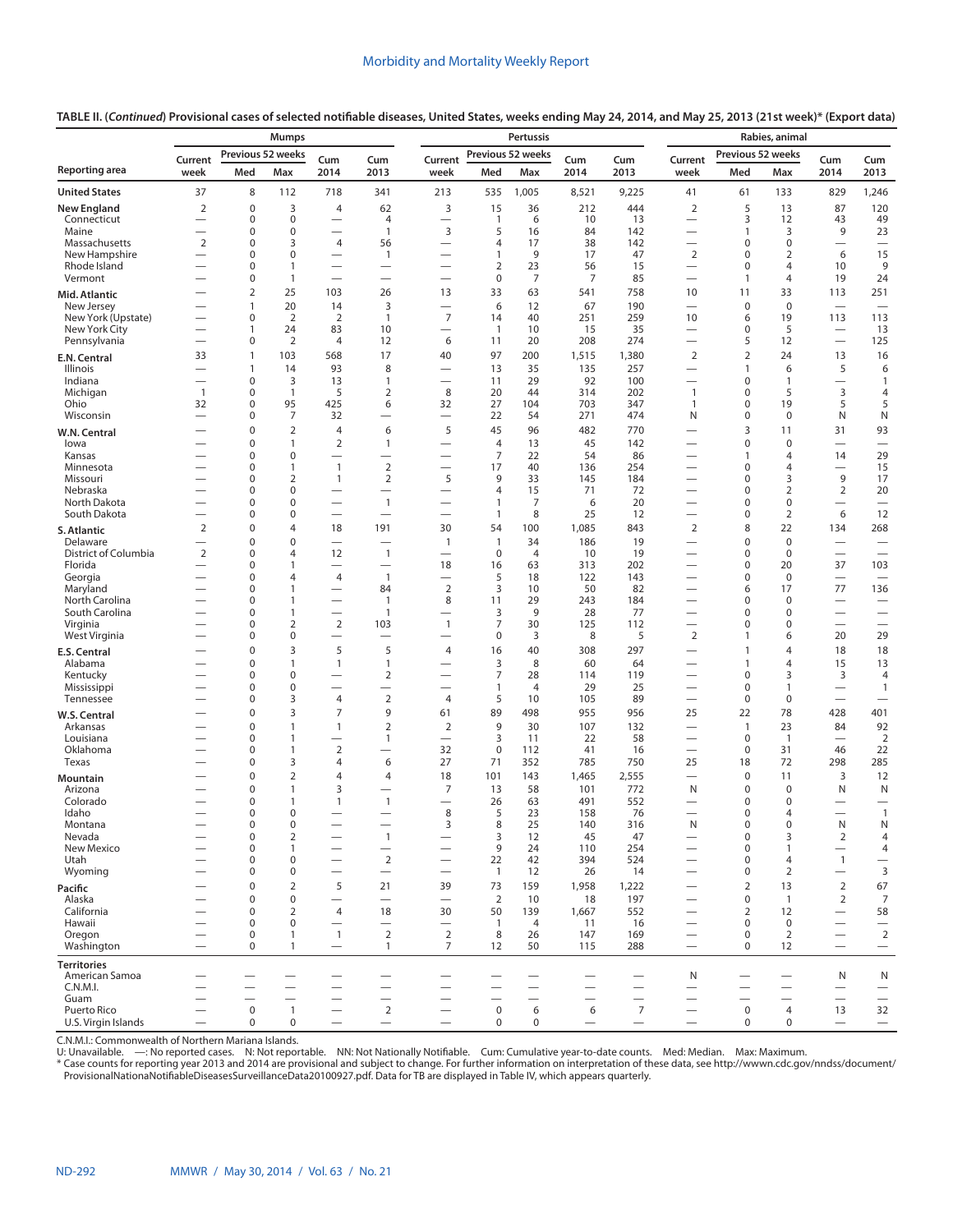**TABLE II. (*Continued*) Provisional cases of selected notifiable diseases, United States, weeks ending May 24, 2014, and May 25, 2013 (21st week)* (Export data)**

| Reporting area | Mumps | | | | | Pertussis | | | | | Rabies, animal | | | | |
|---|---|---|---|---|---|---|---|---|---|---|---|---|---|---|---|
| | Current week | Previous 52 weeks Med | Previous 52 weeks Max | Cum 2014 | Cum 2013 | Current week | Previous 52 weeks Med | Previous 52 weeks Max | Cum 2014 | Cum 2013 | Current week | Previous 52 weeks Med | Previous 52 weeks Max | Cum 2014 | Cum 2013 |
| **United States** | 37 | 8 | 112 | 718 | 341 | 213 | 535 | 1,005 | 8,521 | 9,225 | 41 | 61 | 133 | 829 | 1,246 |
| **New England** | 2 | 0 | 3 | 4 | 62 | 3 | 15 | 36 | 212 | 444 | 2 | 5 | 13 | 87 | 120 |
| Connecticut | — | 0 | 0 | — | 4 | — | 1 | 6 | 10 | 13 | — | 3 | 12 | 43 | 49 |
| Maine | — | 0 | 0 | — | 1 | 3 | 5 | 16 | 84 | 142 | — | 1 | 3 | 9 | 23 |
| Massachusetts | 2 | 0 | 3 | 4 | 56 | — | 4 | 17 | 38 | 142 | — | 0 | 0 | — | — |
| New Hampshire | — | 0 | 0 | — | 1 | — | 1 | 9 | 17 | 47 | 2 | 0 | 2 | 6 | 15 |
| Rhode Island | — | 0 | 1 | — | — | — | 2 | 23 | 56 | 15 | — | 0 | 4 | 10 | 9 |
| Vermont | — | 0 | 1 | — | — | — | 0 | 7 | 7 | 85 | — | 1 | 4 | 19 | 24 |
| **Mid. Atlantic** | — | 2 | 25 | 103 | 26 | 13 | 33 | 63 | 541 | 758 | 10 | 11 | 33 | 113 | 251 |
| New Jersey | — | 1 | 20 | 14 | 3 | — | 6 | 12 | 67 | 190 | — | 0 | 0 | — | — |
| New York (Upstate) | — | 0 | 2 | 2 | 1 | 7 | 14 | 40 | 251 | 259 | 10 | 6 | 19 | 113 | 113 |
| New York City | — | 1 | 24 | 83 | 10 | — | 1 | 10 | 15 | 35 | — | 0 | 5 | — | 13 |
| Pennsylvania | — | 0 | 2 | 4 | 12 | 6 | 11 | 20 | 208 | 274 | — | 5 | 12 | — | 125 |
| **E.N. Central** | 33 | 1 | 103 | 568 | 17 | 40 | 97 | 200 | 1,515 | 1,380 | 2 | 2 | 24 | 13 | 16 |
| Illinois | — | 1 | 14 | 93 | 8 | — | 13 | 35 | 135 | 257 | — | 1 | 6 | 5 | 6 |
| Indiana | — | 0 | 3 | 13 | 1 | — | 11 | 29 | 92 | 100 | — | 0 | 1 | — | 1 |
| Michigan | 1 | 0 | 1 | 5 | 2 | 8 | 20 | 44 | 314 | 202 | 1 | 0 | 5 | 3 | 4 |
| Ohio | 32 | 0 | 95 | 425 | 6 | 32 | 27 | 104 | 703 | 347 | 1 | 0 | 19 | 5 | 5 |
| Wisconsin | — | 0 | 7 | 32 | — | — | 22 | 54 | 271 | 474 | N | 0 | 0 | N | N |
| **W.N. Central** | — | 0 | 2 | 4 | 6 | 5 | 45 | 96 | 482 | 770 | — | 3 | 11 | 31 | 93 |
| Iowa | — | 0 | 1 | 2 | 1 | — | 4 | 13 | 45 | 142 | — | 0 | 0 | — | — |
| Kansas | — | 0 | 0 | — | — | — | 7 | 22 | 54 | 86 | — | 1 | 4 | 14 | 29 |
| Minnesota | — | 0 | 1 | 1 | 2 | — | 17 | 40 | 136 | 254 | — | 0 | 4 | — | 15 |
| Missouri | — | 0 | 2 | 1 | 2 | 5 | 9 | 33 | 145 | 184 | — | 0 | 3 | 9 | 17 |
| Nebraska | — | 0 | 0 | — | — | — | 4 | 15 | 71 | 72 | — | 0 | 2 | 2 | 20 |
| North Dakota | — | 0 | 0 | — | 1 | — | 1 | 7 | 6 | 20 | — | 0 | 0 | — | — |
| South Dakota | — | 0 | 0 | — | — | — | 1 | 8 | 25 | 12 | — | 0 | 2 | 6 | 12 |
| **S. Atlantic** | 2 | 0 | 4 | 18 | 191 | 30 | 54 | 100 | 1,085 | 843 | 2 | 8 | 22 | 134 | 268 |
| Delaware | — | 0 | 0 | — | — | 1 | 1 | 34 | 186 | 19 | — | 0 | 0 | — | — |
| District of Columbia | 2 | 0 | 4 | 12 | 1 | — | 0 | 4 | 10 | 19 | — | 0 | 0 | — | — |
| Florida | — | 0 | 1 | — | — | 18 | 16 | 63 | 313 | 202 | — | 0 | 20 | 37 | 103 |
| Georgia | — | 0 | 4 | 4 | 1 | — | 5 | 18 | 122 | 143 | — | 0 | 0 | — | — |
| Maryland | — | 0 | 1 | — | 84 | 2 | 3 | 10 | 50 | 82 | — | 6 | 17 | 77 | 136 |
| North Carolina | — | 0 | 1 | — | 1 | 8 | 11 | 29 | 243 | 184 | — | 0 | 0 | — | — |
| South Carolina | — | 0 | 1 | — | 1 | — | 3 | 9 | 28 | 77 | — | 0 | 0 | — | — |
| Virginia | — | 0 | 2 | 2 | 103 | 1 | 7 | 30 | 125 | 112 | — | 0 | 0 | — | — |
| West Virginia | — | 0 | 0 | — | — | — | 0 | 3 | 8 | 5 | 2 | 1 | 6 | 20 | 29 |
| **E.S. Central** | — | 0 | 3 | 5 | 5 | 4 | 16 | 40 | 308 | 297 | — | 1 | 4 | 18 | 18 |
| Alabama | — | 0 | 1 | 1 | 1 | — | 3 | 8 | 60 | 64 | — | 1 | 4 | 15 | 13 |
| Kentucky | — | 0 | 0 | — | 2 | — | 7 | 28 | 114 | 119 | — | 0 | 3 | 3 | 4 |
| Mississippi | — | 0 | 0 | — | — | — | 1 | 4 | 29 | 25 | — | 0 | 1 | — | 1 |
| Tennessee | — | 0 | 3 | 4 | 2 | 4 | 5 | 10 | 105 | 89 | — | 0 | 0 | — | — |
| **W.S. Central** | — | 0 | 3 | 7 | 9 | 61 | 89 | 498 | 955 | 956 | 25 | 22 | 78 | 428 | 401 |
| Arkansas | — | 0 | 1 | 1 | 2 | 2 | 9 | 30 | 107 | 132 | — | 1 | 23 | 84 | 92 |
| Louisiana | — | 0 | 1 | — | 1 | — | 3 | 11 | 22 | 58 | — | 0 | 1 | — | 2 |
| Oklahoma | — | 0 | 1 | 2 | — | 32 | 0 | 112 | 41 | 16 | — | 0 | 31 | 46 | 22 |
| Texas | — | 0 | 3 | 4 | 6 | 27 | 71 | 352 | 785 | 750 | 25 | 18 | 72 | 298 | 285 |
| **Mountain** | — | 0 | 2 | 4 | 4 | 18 | 101 | 143 | 1,465 | 2,555 | — | 0 | 11 | 3 | 12 |
| Arizona | — | 0 | 1 | 3 | — | 7 | 13 | 58 | 101 | 772 | N | 0 | 0 | N | N |
| Colorado | — | 0 | 1 | 1 | 1 | — | 26 | 63 | 491 | 552 | — | 0 | 0 | — | — |
| Idaho | — | 0 | 0 | — | — | 8 | 5 | 23 | 158 | 76 | — | 0 | 4 | — | 1 |
| Montana | — | 0 | 0 | — | — | 3 | 8 | 25 | 140 | 316 | N | 0 | 0 | N | N |
| Nevada | — | 0 | 2 | — | 1 | — | 3 | 12 | 45 | 47 | — | 0 | 3 | 2 | 4 |
| New Mexico | — | 0 | 1 | — | — | — | 9 | 24 | 110 | 254 | — | 0 | 1 | — | 4 |
| Utah | — | 0 | 0 | — | 2 | — | 22 | 42 | 394 | 524 | — | 0 | 4 | 1 | — |
| Wyoming | — | 0 | 0 | — | — | — | 1 | 12 | 26 | 14 | — | 0 | 2 | — | 3 |
| **Pacific** | — | 0 | 2 | 5 | 21 | 39 | 73 | 159 | 1,958 | 1,222 | — | 2 | 13 | 2 | 67 |
| Alaska | — | 0 | 0 | — | — | — | 2 | 10 | 18 | 197 | — | 0 | 1 | 2 | 7 |
| California | — | 0 | 2 | 4 | 18 | 30 | 50 | 139 | 1,667 | 552 | — | 2 | 12 | — | 58 |
| Hawaii | — | 0 | 0 | — | — | — | 1 | 4 | 11 | 16 | — | 0 | 0 | — | — |
| Oregon | — | 0 | 1 | 1 | 2 | 2 | 8 | 26 | 147 | 169 | — | 0 | 2 | — | 2 |
| Washington | — | 0 | 1 | — | 1 | 7 | 12 | 50 | 115 | 288 | — | 0 | 12 | — | — |
| **Territories** | | | | | | | | | | | | | | | |
| American Samoa | — | — | — | — | — | — | — | — | — | — | N | — | — | N | N |
| C.N.M.I. | — | — | — | — | — | — | — | — | — | — | — | — | — | — | — |
| Guam | — | — | — | — | — | — | — | — | — | — | — | — | — | — | — |
| Puerto Rico | — | 0 | 1 | — | 2 | — | 0 | 6 | 6 | 7 | — | 0 | 4 | 13 | 32 |
| U.S. Virgin Islands | — | 0 | 0 | — | — | — | 0 | 0 | — | — | — | 0 | 0 | — | — |

C.N.M.I.: Commonwealth of Northern Mariana Islands.
U: Unavailable. —: No reported cases. N: Not reportable. NN: Not Nationally Notifiable. Cum: Cumulative year-to-date counts. Med: Median. Max: Maximum.
\* Case counts for reporting year 2013 and 2014 are provisional and subject to change. For further information on interpretation of these data, see http://wwwn.cdc.gov/nndss/document/ProvisionalNationaNotifiableDiseasesSurveillanceData20100927.pdf. Data for TB are displayed in Table IV, which appears quarterly.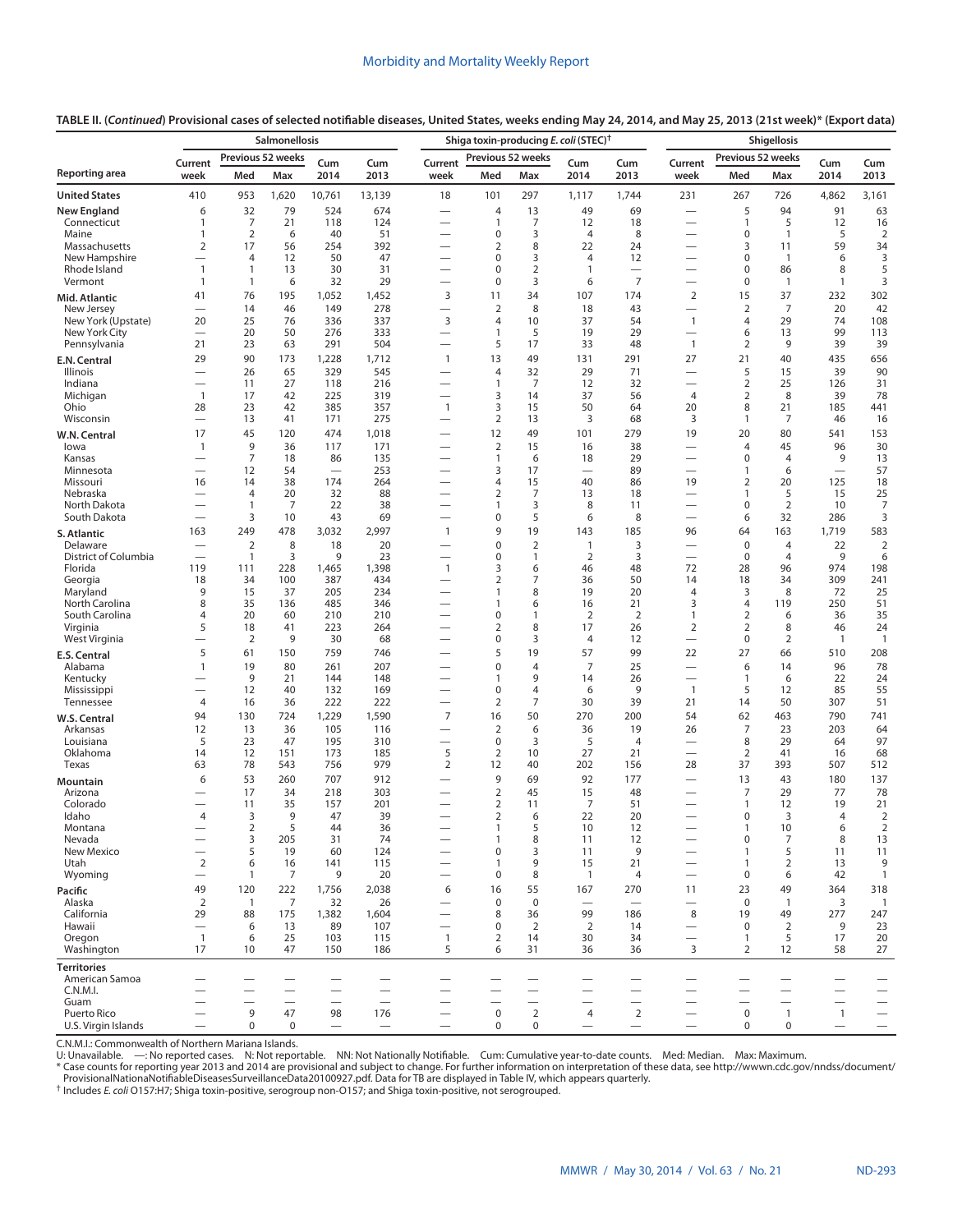**TABLE II. (*Continued*) Provisional cases of selected notifiable diseases, United States, weeks ending May 24, 2014, and May 25, 2013 (21st week)* (Export data)**

| Reporting area | Salmonellosis | | | | | Shiga toxin-producing *E. coli* (STEC)† | | | | | Shigellosis | | | | |
|---|---|---|---|---|---|---|---|---|---|---|---|---|---|---|---|
| | Current week | Previous 52 weeks Med | Previous 52 weeks Max | Cum 2014 | Cum 2013 | Current week | Previous 52 weeks Med | Previous 52 weeks Max | Cum 2014 | Cum 2013 | Current week | Previous 52 weeks Med | Previous 52 weeks Max | Cum 2014 | Cum 2013 |
| **United States** | 410 | 953 | 1,620 | 10,761 | 13,139 | 18 | 101 | 297 | 1,117 | 1,744 | 231 | 267 | 726 | 4,862 | 3,161 |
| **New England** | 6 | 32 | 79 | 524 | 674 | — | 4 | 13 | 49 | 69 | — | 5 | 94 | 91 | 63 |
| Connecticut | 1 | 7 | 21 | 118 | 124 | — | 1 | 7 | 12 | 18 | — | 1 | 5 | 12 | 16 |
| Maine | 1 | 2 | 6 | 40 | 51 | — | 0 | 3 | 4 | 8 | — | 0 | 1 | 5 | 2 |
| Massachusetts | 2 | 17 | 56 | 254 | 392 | — | 2 | 8 | 22 | 24 | — | 3 | 11 | 59 | 34 |
| New Hampshire | — | 4 | 12 | 50 | 47 | — | 0 | 3 | 4 | 12 | — | 0 | 1 | 6 | 3 |
| Rhode Island | 1 | 1 | 13 | 30 | 31 | — | 0 | 2 | 1 | — | — | 0 | 86 | 8 | 5 |
| Vermont | 1 | 1 | 6 | 32 | 29 | — | 0 | 3 | 6 | 7 | — | 0 | 1 | 1 | 3 |
| **Mid. Atlantic** | 41 | 76 | 195 | 1,052 | 1,452 | 3 | 11 | 34 | 107 | 174 | 2 | 15 | 37 | 232 | 302 |
| New Jersey | — | 14 | 46 | 149 | 278 | — | 2 | 8 | 18 | 43 | — | 2 | 7 | 20 | 42 |
| New York (Upstate) | 20 | 25 | 76 | 336 | 337 | 3 | 4 | 10 | 37 | 54 | 1 | 4 | 29 | 74 | 108 |
| New York City | — | 20 | 50 | 276 | 333 | — | 1 | 5 | 19 | 29 | — | 6 | 13 | 99 | 113 |
| Pennsylvania | 21 | 23 | 63 | 291 | 504 | — | 5 | 17 | 33 | 48 | 1 | 2 | 9 | 39 | 39 |
| **E.N. Central** | 29 | 90 | 173 | 1,228 | 1,712 | 1 | 13 | 49 | 131 | 291 | 27 | 21 | 40 | 435 | 656 |
| Illinois | — | 26 | 65 | 329 | 545 | — | 4 | 32 | 29 | 71 | — | 5 | 15 | 39 | 90 |
| Indiana | — | 11 | 27 | 118 | 216 | — | 1 | 7 | 12 | 32 | — | 2 | 25 | 126 | 31 |
| Michigan | 1 | 17 | 42 | 225 | 319 | — | 3 | 14 | 37 | 56 | 4 | 2 | 8 | 39 | 78 |
| Ohio | 28 | 23 | 42 | 385 | 357 | 1 | 3 | 15 | 50 | 64 | 20 | 8 | 21 | 185 | 441 |
| Wisconsin | — | 13 | 41 | 171 | 275 | — | 2 | 13 | 3 | 68 | 3 | 1 | 7 | 46 | 16 |
| **W.N. Central** | 17 | 45 | 120 | 474 | 1,018 | — | 12 | 49 | 101 | 279 | 19 | 20 | 80 | 541 | 153 |
| Iowa | 1 | 9 | 36 | 117 | 171 | — | 2 | 15 | 16 | 38 | — | 4 | 45 | 96 | 30 |
| Kansas | — | 7 | 18 | 86 | 135 | — | 1 | 6 | 18 | 29 | — | 0 | 4 | 9 | 13 |
| Minnesota | — | 12 | 54 | — | 253 | — | 3 | 17 | — | 89 | — | 1 | 6 | — | 57 |
| Missouri | 16 | 14 | 38 | 174 | 264 | — | 4 | 15 | 40 | 86 | 19 | 2 | 20 | 125 | 18 |
| Nebraska | — | 4 | 20 | 32 | 88 | — | 2 | 7 | 13 | 18 | — | 1 | 5 | 15 | 25 |
| North Dakota | — | 1 | 7 | 22 | 38 | — | 1 | 3 | 8 | 11 | — | 0 | 2 | 10 | 7 |
| South Dakota | — | 3 | 10 | 43 | 69 | — | 0 | 5 | 6 | 8 | — | 6 | 32 | 286 | 3 |
| **S. Atlantic** | 163 | 249 | 478 | 3,032 | 2,997 | 1 | 9 | 19 | 143 | 185 | 96 | 64 | 163 | 1,719 | 583 |
| Delaware | — | 2 | 8 | 18 | 20 | — | 0 | 2 | 1 | 3 | — | 0 | 4 | 22 | 2 |
| District of Columbia | — | 1 | 3 | 9 | 23 | — | 0 | 1 | 2 | 3 | — | 0 | 4 | 9 | 6 |
| Florida | 119 | 111 | 228 | 1,465 | 1,398 | 1 | 3 | 6 | 46 | 48 | 72 | 28 | 96 | 974 | 198 |
| Georgia | 18 | 34 | 100 | 387 | 434 | — | 2 | 7 | 36 | 50 | 14 | 18 | 34 | 309 | 241 |
| Maryland | 9 | 15 | 37 | 205 | 234 | — | 1 | 8 | 19 | 20 | 4 | 3 | 8 | 72 | 25 |
| North Carolina | 8 | 35 | 136 | 485 | 346 | — | 1 | 6 | 16 | 21 | 3 | 4 | 119 | 250 | 51 |
| South Carolina | 4 | 20 | 60 | 210 | 210 | — | 0 | 1 | 2 | 2 | 1 | 2 | 6 | 36 | 35 |
| Virginia | 5 | 18 | 41 | 223 | 264 | — | 2 | 8 | 17 | 26 | 2 | 2 | 8 | 46 | 24 |
| West Virginia | — | 2 | 9 | 30 | 68 | — | 0 | 3 | 4 | 12 | — | 0 | 2 | 1 | 1 |
| **E.S. Central** | 5 | 61 | 150 | 759 | 746 | — | 5 | 19 | 57 | 99 | 22 | 27 | 66 | 510 | 208 |
| Alabama | 1 | 19 | 80 | 261 | 207 | — | 0 | 4 | 7 | 25 | — | 6 | 14 | 96 | 78 |
| Kentucky | — | 9 | 21 | 144 | 148 | — | 1 | 9 | 14 | 26 | — | 1 | 6 | 22 | 24 |
| Mississippi | — | 12 | 40 | 132 | 169 | — | 0 | 4 | 6 | 9 | 1 | 5 | 12 | 85 | 55 |
| Tennessee | 4 | 16 | 36 | 222 | 222 | — | 2 | 7 | 30 | 39 | 21 | 14 | 50 | 307 | 51 |
| **W.S. Central** | 94 | 130 | 724 | 1,229 | 1,590 | 7 | 16 | 50 | 270 | 200 | 54 | 62 | 463 | 790 | 741 |
| Arkansas | 12 | 13 | 36 | 105 | 116 | — | 2 | 6 | 36 | 19 | 26 | 7 | 23 | 203 | 64 |
| Louisiana | 5 | 23 | 47 | 195 | 310 | — | 0 | 3 | 5 | 4 | — | 8 | 29 | 64 | 97 |
| Oklahoma | 14 | 12 | 151 | 173 | 185 | 5 | 2 | 10 | 27 | 21 | — | 2 | 41 | 16 | 68 |
| Texas | 63 | 78 | 543 | 756 | 979 | 2 | 12 | 40 | 202 | 156 | 28 | 37 | 393 | 507 | 512 |
| **Mountain** | 6 | 53 | 260 | 707 | 912 | — | 9 | 69 | 92 | 177 | — | 13 | 43 | 180 | 137 |
| Arizona | — | 17 | 34 | 218 | 303 | — | 2 | 45 | 15 | 48 | — | 7 | 29 | 77 | 78 |
| Colorado | — | 11 | 35 | 157 | 201 | — | 2 | 11 | 7 | 51 | — | 1 | 12 | 19 | 21 |
| Idaho | 4 | 3 | 9 | 47 | 39 | — | 2 | 6 | 22 | 20 | — | 0 | 3 | 4 | 2 |
| Montana | — | 2 | 5 | 44 | 36 | — | 1 | 5 | 10 | 12 | — | 1 | 10 | 6 | 2 |
| Nevada | — | 3 | 205 | 31 | 74 | — | 1 | 8 | 11 | 12 | — | 0 | 7 | 8 | 13 |
| New Mexico | — | 5 | 19 | 60 | 124 | — | 0 | 3 | 11 | 9 | — | 1 | 5 | 11 | 11 |
| Utah | 2 | 6 | 16 | 141 | 115 | — | 1 | 9 | 15 | 21 | — | 1 | 2 | 13 | 9 |
| Wyoming | — | 1 | 7 | 9 | 20 | — | 0 | 8 | 1 | 4 | — | 0 | 6 | 42 | 1 |
| **Pacific** | 49 | 120 | 222 | 1,756 | 2,038 | 6 | 16 | 55 | 167 | 270 | 11 | 23 | 49 | 364 | 318 |
| Alaska | 2 | 1 | 7 | 32 | 26 | — | 0 | 0 | — | — | — | 0 | 1 | 3 | 1 |
| California | 29 | 88 | 175 | 1,382 | 1,604 | — | 8 | 36 | 99 | 186 | 8 | 19 | 49 | 277 | 247 |
| Hawaii | — | 6 | 13 | 89 | 107 | — | 0 | 2 | 2 | 14 | — | 0 | 2 | 9 | 23 |
| Oregon | 1 | 6 | 25 | 103 | 115 | 1 | 2 | 14 | 30 | 34 | — | 1 | 5 | 17 | 20 |
| Washington | 17 | 10 | 47 | 150 | 186 | 5 | 6 | 31 | 36 | 36 | 3 | 2 | 12 | 58 | 27 |
| **Territories** | | | | | | | | | | | | | | | |
| American Samoa | — | — | — | — | — | — | — | — | — | — | — | — | — | — | — |
| C.N.M.I. | — | — | — | — | — | — | — | — | — | — | — | — | — | — | — |
| Guam | — | — | — | — | — | — | — | — | — | — | — | — | — | — | — |
| Puerto Rico | — | 9 | 47 | 98 | 176 | — | 0 | 2 | 4 | 2 | — | 0 | 1 | 1 | — |
| U.S. Virgin Islands | — | 0 | 0 | — | — | — | 0 | 0 | — | — | — | 0 | 0 | — | — |

C.N.M.I.: Commonwealth of Northern Mariana Islands.
U: Unavailable. —: No reported cases. N: Not reportable. NN: Not Nationally Notifiable. Cum: Cumulative year-to-date counts. Med: Median. Max: Maximum.
* Case counts for reporting year 2013 and 2014 are provisional and subject to change. For further information on interpretation of these data, see http://wwwn.cdc.gov/nndss/document/ProvisionalNationaNotifiableDiseasesSurveillanceData20100927.pdf. Data for TB are displayed in Table IV, which appears quarterly.
† Includes *E. coli* O157:H7; Shiga toxin-positive, serogroup non-O157; and Shiga toxin-positive, not serogrouped.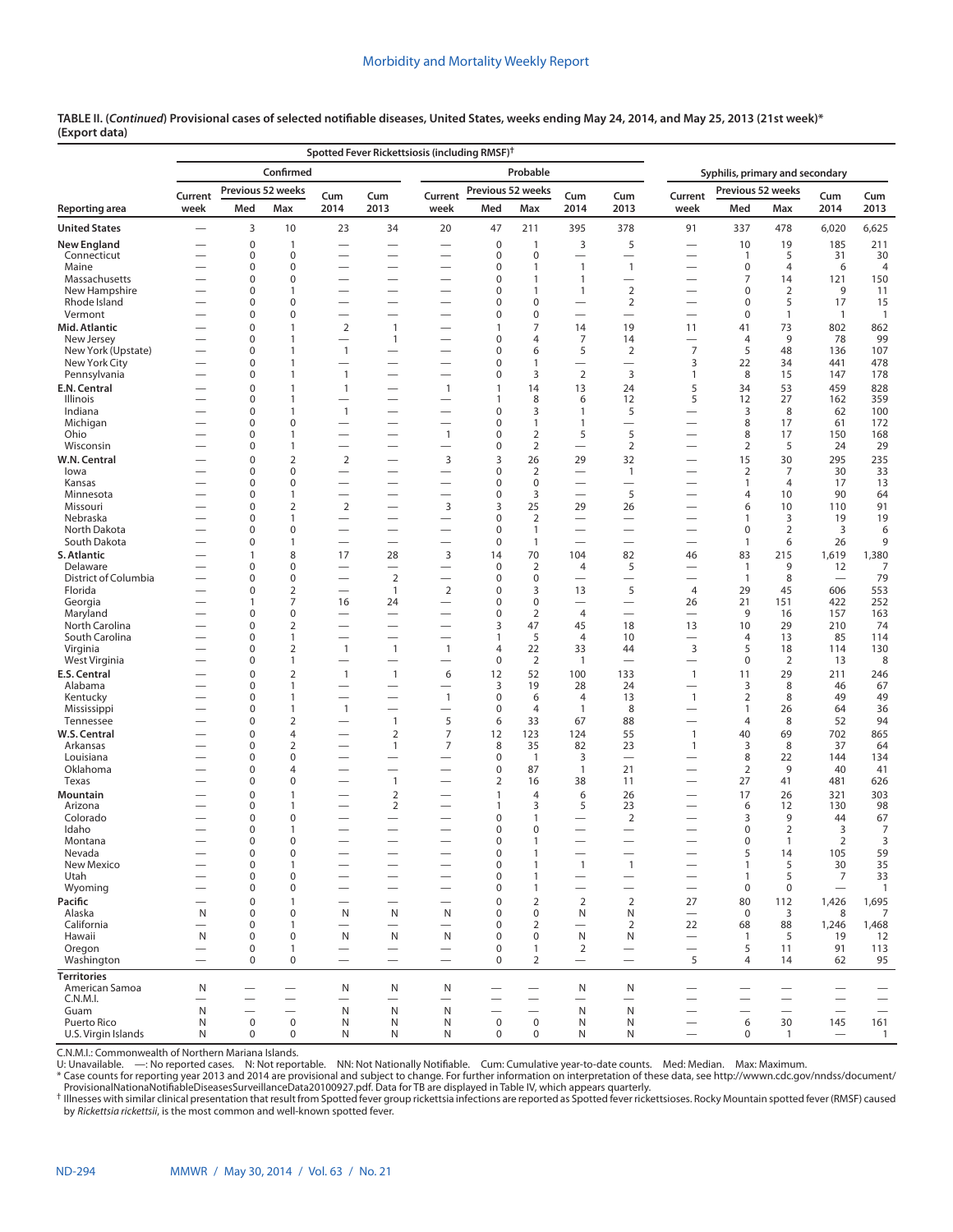**TABLE II. (*Continued*) Provisional cases of selected notifiable diseases, United States, weeks ending May 24, 2014, and May 25, 2013 (21st week)\* (Export data)**

| Reporting area | Spotted Fever Rickettsiosis (including RMSF)† — Confirmed | | | | | Spotted Fever Rickettsiosis (including RMSF)† — Probable | | | | | Syphilis, primary and secondary | | | | |
|---|---|---|---|---|---|---|---|---|---|---|---|---|---|---|---|
| | Current week | Previous 52 weeks Med | Previous 52 weeks Max | Cum 2014 | Cum 2013 | Current week | Previous 52 weeks Med | Previous 52 weeks Max | Cum 2014 | Cum 2013 | Current week | Previous 52 weeks Med | Previous 52 weeks Max | Cum 2014 | Cum 2013 |
| **United States** | — | 3 | 10 | 23 | 34 | 20 | 47 | 211 | 395 | 378 | 91 | 337 | 478 | 6,020 | 6,625 |
| **New England** | — | 0 | 1 | — | — | — | 0 | 1 | 3 | 5 | — | 10 | 19 | 185 | 211 |
| Connecticut | — | 0 | 0 | — | — | — | 0 | 0 | — | — | — | 1 | 5 | 31 | 30 |
| Maine | — | 0 | 0 | — | — | — | 0 | 1 | 1 | 1 | — | 0 | 4 | 6 | 4 |
| Massachusetts | — | 0 | 0 | — | — | — | 0 | 1 | 1 | — | — | 7 | 14 | 121 | 150 |
| New Hampshire | — | 0 | 1 | — | — | — | 0 | 1 | 1 | 2 | — | 0 | 2 | 9 | 11 |
| Rhode Island | — | 0 | 0 | — | — | — | 0 | 0 | — | 2 | — | 0 | 5 | 17 | 15 |
| Vermont | — | 0 | 0 | — | — | — | 0 | 0 | — | — | — | 0 | 1 | 1 | 1 |
| **Mid. Atlantic** | — | 0 | 1 | 2 | 1 | — | 1 | 7 | 14 | 19 | 11 | 41 | 73 | 802 | 862 |
| New Jersey | — | 0 | 1 | — | 1 | — | 0 | 4 | 7 | 14 | — | 4 | 9 | 78 | 99 |
| New York (Upstate) | — | 0 | 1 | 1 | — | — | 0 | 6 | 5 | 2 | 7 | 5 | 48 | 136 | 107 |
| New York City | — | 0 | 1 | — | — | — | 0 | 1 | — | — | 3 | 22 | 34 | 441 | 478 |
| Pennsylvania | — | 0 | 1 | 1 | — | — | 0 | 3 | 2 | 3 | 1 | 8 | 15 | 147 | 178 |
| **E.N. Central** | — | 0 | 1 | 1 | — | 1 | 1 | 14 | 13 | 24 | 5 | 34 | 53 | 459 | 828 |
| Illinois | — | 0 | 1 | — | — | — | 1 | 8 | 6 | 12 | 5 | 12 | 27 | 162 | 359 |
| Indiana | — | 0 | 1 | 1 | — | — | 0 | 3 | 1 | 5 | — | 3 | 8 | 62 | 100 |
| Michigan | — | 0 | 0 | — | — | — | 0 | 1 | 1 | — | — | 8 | 17 | 61 | 172 |
| Ohio | — | 0 | 1 | — | — | 1 | 0 | 2 | 5 | 5 | — | 8 | 17 | 150 | 168 |
| Wisconsin | — | 0 | 1 | — | — | — | 0 | 2 | — | 2 | — | 2 | 5 | 24 | 29 |
| **W.N. Central** | — | 0 | 2 | 2 | — | 3 | 3 | 26 | 29 | 32 | — | 15 | 30 | 295 | 235 |
| Iowa | — | 0 | 0 | — | — | — | 0 | 2 | — | 1 | — | 2 | 7 | 30 | 33 |
| Kansas | — | 0 | 0 | — | — | — | 0 | 0 | — | — | — | 1 | 4 | 17 | 13 |
| Minnesota | — | 0 | 1 | — | — | — | 0 | 3 | — | 5 | — | 4 | 10 | 90 | 64 |
| Missouri | — | 0 | 2 | 2 | — | 3 | 3 | 25 | 29 | 26 | — | 6 | 10 | 110 | 91 |
| Nebraska | — | 0 | 1 | — | — | — | 0 | 2 | — | — | — | 1 | 3 | 19 | 19 |
| North Dakota | — | 0 | 0 | — | — | — | 0 | 1 | — | — | — | 0 | 2 | 3 | 6 |
| South Dakota | — | 0 | 1 | — | — | — | 0 | 1 | — | — | — | 1 | 6 | 26 | 9 |
| **S. Atlantic** | — | 1 | 8 | 17 | 28 | 3 | 14 | 70 | 104 | 82 | 46 | 83 | 215 | 1,619 | 1,380 |
| Delaware | — | 0 | 0 | — | — | — | 0 | 2 | 4 | 5 | — | 1 | 9 | 12 | 7 |
| District of Columbia | — | 0 | 0 | — | 2 | — | 0 | 0 | — | — | — | 1 | 8 | — | 79 |
| Florida | — | 0 | 2 | — | 1 | 2 | 0 | 3 | 13 | 5 | 4 | 29 | 45 | 606 | 553 |
| Georgia | — | 1 | 7 | 16 | 24 | — | 0 | 0 | — | — | 26 | 21 | 151 | 422 | 252 |
| Maryland | — | 0 | 0 | — | — | — | 0 | 2 | 4 | — | — | 9 | 16 | 157 | 163 |
| North Carolina | — | 0 | 2 | — | — | — | 3 | 47 | 45 | 18 | 13 | 10 | 29 | 210 | 74 |
| South Carolina | — | 0 | 1 | — | — | — | 1 | 5 | 4 | 10 | — | 4 | 13 | 85 | 114 |
| Virginia | — | 0 | 2 | 1 | 1 | 1 | 4 | 22 | 33 | 44 | 3 | 5 | 18 | 114 | 130 |
| West Virginia | — | 0 | 1 | — | — | — | 0 | 2 | 1 | — | — | 0 | 2 | 13 | 8 |
| **E.S. Central** | — | 0 | 2 | 1 | 1 | 6 | 12 | 52 | 100 | 133 | 1 | 11 | 29 | 211 | 246 |
| Alabama | — | 0 | 1 | — | — | — | 3 | 19 | 28 | 24 | — | 3 | 8 | 46 | 67 |
| Kentucky | — | 0 | 1 | — | — | 1 | 0 | 6 | 4 | 13 | 1 | 2 | 8 | 49 | 49 |
| Mississippi | — | 0 | 1 | 1 | — | — | 0 | 4 | 1 | 8 | — | 1 | 26 | 64 | 36 |
| Tennessee | — | 0 | 2 | — | 1 | 5 | 6 | 33 | 67 | 88 | — | 4 | 8 | 52 | 94 |
| **W.S. Central** | — | 0 | 4 | — | 2 | 7 | 12 | 123 | 124 | 55 | 1 | 40 | 69 | 702 | 865 |
| Arkansas | — | 0 | 2 | — | 1 | 7 | 8 | 35 | 82 | 23 | 1 | 3 | 8 | 37 | 64 |
| Louisiana | — | 0 | 0 | — | — | — | 0 | 1 | 3 | — | — | 8 | 22 | 144 | 134 |
| Oklahoma | — | 0 | 4 | — | — | — | 0 | 87 | 1 | 21 | — | 2 | 9 | 40 | 41 |
| Texas | — | 0 | 0 | — | 1 | — | 2 | 16 | 38 | 11 | — | 27 | 41 | 481 | 626 |
| **Mountain** | — | 0 | 1 | — | 2 | — | 1 | 4 | 6 | 26 | — | 17 | 26 | 321 | 303 |
| Arizona | — | 0 | 1 | — | 2 | — | 1 | 3 | 5 | 23 | — | 6 | 12 | 130 | 98 |
| Colorado | — | 0 | 0 | — | — | — | 0 | 1 | — | 2 | — | 3 | 9 | 44 | 67 |
| Idaho | — | 0 | 1 | — | — | — | 0 | 0 | — | — | — | 0 | 2 | 3 | 7 |
| Montana | — | 0 | 0 | — | — | — | 0 | 1 | — | — | — | 0 | 1 | 2 | 3 |
| Nevada | — | 0 | 0 | — | — | — | 0 | 1 | — | — | — | 5 | 14 | 105 | 59 |
| New Mexico | — | 0 | 1 | — | — | — | 0 | 1 | 1 | 1 | — | 1 | 5 | 30 | 35 |
| Utah | — | 0 | 0 | — | — | — | 0 | 1 | — | — | — | 1 | 5 | 7 | 33 |
| Wyoming | — | 0 | 0 | — | — | — | 0 | 1 | — | — | — | 0 | 0 | — | 1 |
| **Pacific** | — | 0 | 1 | — | — | — | 0 | 2 | 2 | 2 | 27 | 80 | 112 | 1,426 | 1,695 |
| Alaska | N | 0 | 0 | N | N | N | 0 | 0 | N | N | — | 0 | 3 | 8 | 7 |
| California | — | 0 | 1 | — | — | — | 0 | 2 | — | 2 | 22 | 68 | 88 | 1,246 | 1,468 |
| Hawaii | N | 0 | 0 | N | N | N | 0 | 0 | N | N | — | 1 | 5 | 19 | 12 |
| Oregon | — | 0 | 1 | — | — | — | 0 | 1 | 2 | — | — | 5 | 11 | 91 | 113 |
| Washington | — | 0 | 0 | — | — | — | 0 | 2 | — | — | 5 | 4 | 14 | 62 | 95 |
| **Territories** | | | | | | | | | | | | | | | |
| American Samoa | N | — | — | N | N | N | — | — | N | N | — | — | — | — | — |
| C.N.M.I. | — | — | — | — | — | — | — | — | — | — | — | — | — | — | — |
| Guam | N | — | — | N | N | N | — | — | N | N | — | — | — | — | — |
| Puerto Rico | N | 0 | 0 | N | N | N | 0 | 0 | N | N | — | 6 | 30 | 145 | 161 |
| U.S. Virgin Islands | N | 0 | 0 | N | N | N | 0 | 0 | N | N | — | 0 | 1 | — | 1 |

C.N.M.I.: Commonwealth of Northern Mariana Islands.
U: Unavailable. —: No reported cases. N: Not reportable. NN: Not Nationally Notifiable. Cum: Cumulative year-to-date counts. Med: Median. Max: Maximum.
\* Case counts for reporting year 2013 and 2014 are provisional and subject to change. For further information on interpretation of these data, see http://wwwn.cdc.gov/nndss/document/ProvisionalNationaNotifiableDiseasesSurveillanceData20100927.pdf. Data for TB are displayed in Table IV, which appears quarterly.
† Illnesses with similar clinical presentation that result from Spotted fever group rickettsia infections are reported as Spotted fever rickettsioses. Rocky Mountain spotted fever (RMSF) caused by *Rickettsia rickettsii*, is the most common and well-known spotted fever.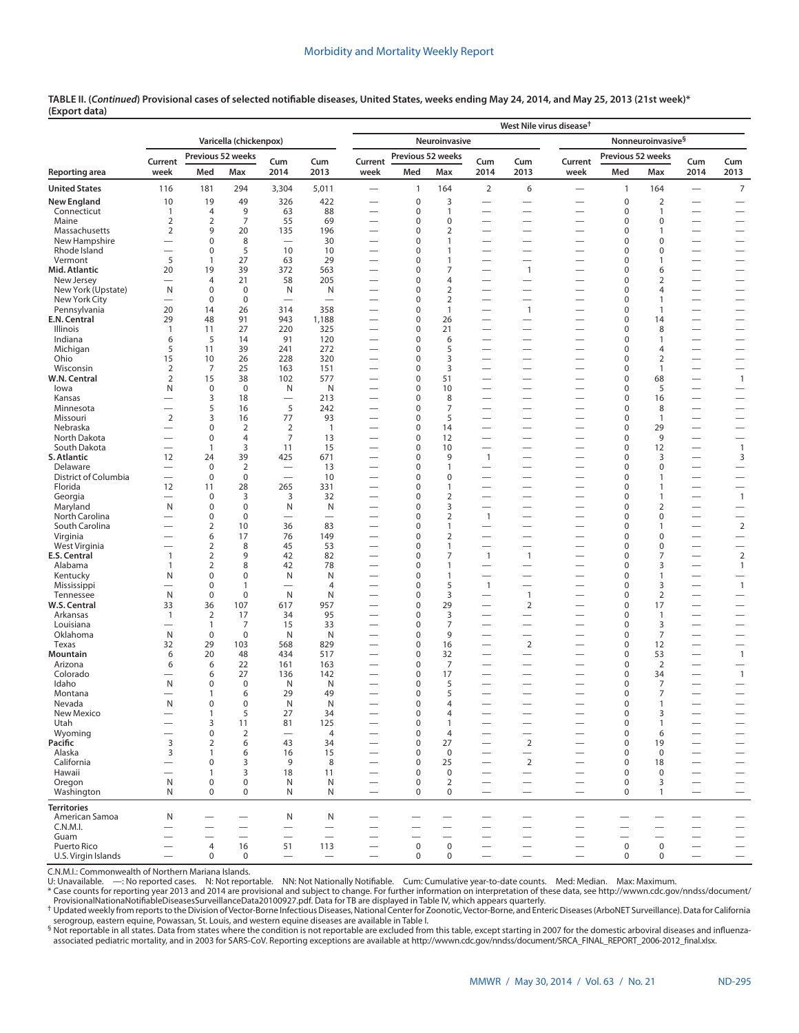**TABLE II. (*Continued*) Provisional cases of selected notifiable diseases, United States, weeks ending May 24, 2014, and May 25, 2013 (21st week)\* (Export data)**

| Reporting area | Varicella (chickenpox) | | | | | West Nile virus disease† | | | | | | | | | |
|---|---|---|---|---|---|---|---|---|---|---|---|---|---|---|---|
| | | | | | | Neuroinvasive | | | | | Nonneuroinvasive§ | | | | |
| | Current week | Previous 52 weeks Med | Previous 52 weeks Max | Cum 2014 | Cum 2013 | Current week | Previous 52 weeks Med | Previous 52 weeks Max | Cum 2014 | Cum 2013 | Current week | Previous 52 weeks Med | Previous 52 weeks Max | Cum 2014 | Cum 2013 |
| **United States** | 116 | 181 | 294 | 3,304 | 5,011 | — | 1 | 164 | 2 | 6 | — | 1 | 164 | — | 7 |
| **New England** | 10 | 19 | 49 | 326 | 422 | — | 0 | 3 | — | — | — | 0 | 2 | — | — |
| Connecticut | 1 | 4 | 9 | 63 | 88 | — | 0 | 1 | — | — | — | 0 | 1 | — | — |
| Maine | 2 | 2 | 7 | 55 | 69 | — | 0 | 0 | — | — | — | 0 | 0 | — | — |
| Massachusetts | 2 | 9 | 20 | 135 | 196 | — | 0 | 2 | — | — | — | 0 | 1 | — | — |
| New Hampshire | — | 0 | 8 | — | 30 | — | 0 | 1 | — | — | — | 0 | 0 | — | — |
| Rhode Island | — | 0 | 5 | 10 | 10 | — | 0 | 1 | — | — | — | 0 | 0 | — | — |
| Vermont | 5 | 1 | 27 | 63 | 29 | — | 0 | 1 | — | — | — | 0 | 1 | — | — |
| **Mid. Atlantic** | 20 | 19 | 39 | 372 | 563 | — | 0 | 7 | — | 1 | — | 0 | 6 | — | — |
| New Jersey | — | 4 | 21 | 58 | 205 | — | 0 | 4 | — | — | — | 0 | 2 | — | — |
| New York (Upstate) | N | 0 | 0 | N | N | — | 0 | 2 | — | — | — | 0 | 4 | — | — |
| New York City | — | 0 | 0 | — | — | — | 0 | 2 | — | — | — | 0 | 1 | — | — |
| Pennsylvania | 20 | 14 | 26 | 314 | 358 | — | 0 | 1 | — | 1 | — | 0 | 1 | — | — |
| **E.N. Central** | 29 | 48 | 91 | 943 | 1,188 | — | 0 | 26 | — | — | — | 0 | 14 | — | — |
| Illinois | 1 | 11 | 27 | 220 | 325 | — | 0 | 21 | — | — | — | 0 | 8 | — | — |
| Indiana | 6 | 5 | 14 | 91 | 120 | — | 0 | 6 | — | — | — | 0 | 1 | — | — |
| Michigan | 5 | 11 | 39 | 241 | 272 | — | 0 | 5 | — | — | — | 0 | 4 | — | — |
| Ohio | 15 | 10 | 26 | 228 | 320 | — | 0 | 3 | — | — | — | 0 | 2 | — | — |
| Wisconsin | 2 | 7 | 25 | 163 | 151 | — | 0 | 3 | — | — | — | 0 | 1 | — | — |
| **W.N. Central** | 2 | 15 | 38 | 102 | 577 | — | 0 | 51 | — | — | — | 0 | 68 | — | 1 |
| Iowa | N | 0 | 0 | N | N | — | 0 | 10 | — | — | — | 0 | 5 | — | — |
| Kansas | — | 3 | 18 | — | 213 | — | 0 | 8 | — | — | — | 0 | 16 | — | — |
| Minnesota | — | 5 | 16 | 5 | 242 | — | 0 | 7 | — | — | — | 0 | 8 | — | — |
| Missouri | 2 | 3 | 16 | 77 | 93 | — | 0 | 5 | — | — | — | 0 | 1 | — | — |
| Nebraska | — | 0 | 2 | 2 | 1 | — | 0 | 14 | — | — | — | 0 | 29 | — | — |
| North Dakota | — | 0 | 4 | 7 | 13 | — | 0 | 12 | — | — | — | 0 | 9 | — | — |
| South Dakota | — | 1 | 3 | 11 | 15 | — | 0 | 10 | — | — | — | 0 | 12 | — | 1 |
| **S. Atlantic** | 12 | 24 | 39 | 425 | 671 | — | 0 | 9 | 1 | — | — | 0 | 3 | — | 3 |
| Delaware | — | 0 | 2 | — | 13 | — | 0 | 1 | — | — | — | 0 | 0 | — | — |
| District of Columbia | — | 0 | 0 | — | 10 | — | 0 | 0 | — | — | — | 0 | 1 | — | — |
| Florida | 12 | 11 | 28 | 265 | 331 | — | 0 | 1 | — | — | — | 0 | 1 | — | — |
| Georgia | — | 0 | 3 | 3 | 32 | — | 0 | 2 | — | — | — | 0 | 1 | — | 1 |
| Maryland | N | 0 | 0 | N | N | — | 0 | 3 | — | — | — | 0 | 2 | — | — |
| North Carolina | — | 0 | 0 | — | — | — | 0 | 2 | 1 | — | — | 0 | 0 | — | — |
| South Carolina | — | 2 | 10 | 36 | 83 | — | 0 | 1 | — | — | — | 0 | 1 | — | 2 |
| Virginia | — | 6 | 17 | 76 | 149 | — | 0 | 2 | — | — | — | 0 | 0 | — | — |
| West Virginia | — | 2 | 8 | 45 | 53 | — | 0 | 1 | — | — | — | 0 | 0 | — | — |
| **E.S. Central** | 1 | 2 | 9 | 42 | 82 | — | 0 | 7 | 1 | 1 | — | 0 | 7 | — | 2 |
| Alabama | 1 | 2 | 8 | 42 | 78 | — | 0 | 1 | — | — | — | 0 | 3 | — | 1 |
| Kentucky | N | 0 | 0 | N | N | — | 0 | 1 | — | — | — | 0 | 1 | — | — |
| Mississippi | — | 0 | 1 | — | 4 | — | 0 | 5 | 1 | — | — | 0 | 3 | — | 1 |
| Tennessee | N | 0 | 0 | N | N | — | 0 | 3 | — | 1 | — | 0 | 2 | — | — |
| **W.S. Central** | 33 | 36 | 107 | 617 | 957 | — | 0 | 29 | — | 2 | — | 0 | 17 | — | — |
| Arkansas | 1 | 2 | 17 | 34 | 95 | — | 0 | 3 | — | — | — | 0 | 1 | — | — |
| Louisiana | — | 1 | 7 | 15 | 33 | — | 0 | 7 | — | — | — | 0 | 3 | — | — |
| Oklahoma | N | 0 | 0 | N | N | — | 0 | 9 | — | — | — | 0 | 7 | — | — |
| Texas | 32 | 29 | 103 | 568 | 829 | — | 0 | 16 | — | 2 | — | 0 | 12 | — | — |
| **Mountain** | 6 | 20 | 48 | 434 | 517 | — | 0 | 32 | — | — | — | 0 | 53 | — | 1 |
| Arizona | 6 | 6 | 22 | 161 | 163 | — | 0 | 7 | — | — | — | 0 | 2 | — | — |
| Colorado | — | 6 | 27 | 136 | 142 | — | 0 | 17 | — | — | — | 0 | 34 | — | 1 |
| Idaho | N | 0 | 0 | N | N | — | 0 | 5 | — | — | — | 0 | 7 | — | — |
| Montana | — | 1 | 6 | 29 | 49 | — | 0 | 5 | — | — | — | 0 | 7 | — | — |
| Nevada | N | 0 | 0 | N | N | — | 0 | 4 | — | — | — | 0 | 1 | — | — |
| New Mexico | — | 1 | 5 | 27 | 34 | — | 0 | 4 | — | — | — | 0 | 3 | — | — |
| Utah | — | 3 | 11 | 81 | 125 | — | 0 | 1 | — | — | — | 0 | 1 | — | — |
| Wyoming | — | 0 | 2 | — | 4 | — | 0 | 4 | — | — | — | 0 | 6 | — | — |
| **Pacific** | 3 | 2 | 6 | 43 | 34 | — | 0 | 27 | — | 2 | — | 0 | 19 | — | — |
| Alaska | 3 | 1 | 6 | 16 | 15 | — | 0 | 0 | — | — | — | 0 | 0 | — | — |
| California | — | 0 | 3 | 9 | 8 | — | 0 | 25 | — | 2 | — | 0 | 18 | — | — |
| Hawaii | — | 1 | 3 | 18 | 11 | — | 0 | 0 | — | — | — | 0 | 0 | — | — |
| Oregon | N | 0 | 0 | N | N | — | 0 | 2 | — | — | — | 0 | 3 | — | — |
| Washington | N | 0 | 0 | N | N | — | 0 | 0 | — | — | — | 0 | 1 | — | — |
| **Territories** | | | | | | | | | | | | | | | |
| American Samoa | N | — | — | N | N | — | — | — | — | — | — | — | — | — | — |
| C.N.M.I. | — | — | — | — | — | — | — | — | — | — | — | — | — | — | — |
| Guam | — | — | — | — | — | — | — | — | — | — | — | — | — | — | — |
| Puerto Rico | — | 4 | 16 | 51 | 113 | — | 0 | 0 | — | — | — | 0 | 0 | — | — |
| U.S. Virgin Islands | — | 0 | 0 | — | — | — | 0 | 0 | — | — | — | 0 | 0 | — | — |

C.N.M.I.: Commonwealth of Northern Mariana Islands.

U: Unavailable. —: No reported cases. N: Not reportable. NN: Not Nationally Notifiable. Cum: Cumulative year-to-date counts. Med: Median. Max: Maximum.

\* Case counts for reporting year 2013 and 2014 are provisional and subject to change. For further information on interpretation of these data, see http://wwwn.cdc.gov/nndss/document/ProvisionalNationaNotifiableDiseasesSurveillanceData20100927.pdf. Data for TB are displayed in Table IV, which appears quarterly.

† Updated weekly from reports to the Division of Vector-Borne Infectious Diseases, National Center for Zoonotic, Vector-Borne, and Enteric Diseases (ArboNET Surveillance). Data for California serogroup, eastern equine, Powassan, St. Louis, and western equine diseases are available in Table I.

§ Not reportable in all states. Data from states where the condition is not reportable are excluded from this table, except starting in 2007 for the domestic arboviral diseases and influenza-associated pediatric mortality, and in 2003 for SARS-CoV. Reporting exceptions are available at http://wwwn.cdc.gov/nndss/document/SRCA_FINAL_REPORT_2006-2012_final.xlsx.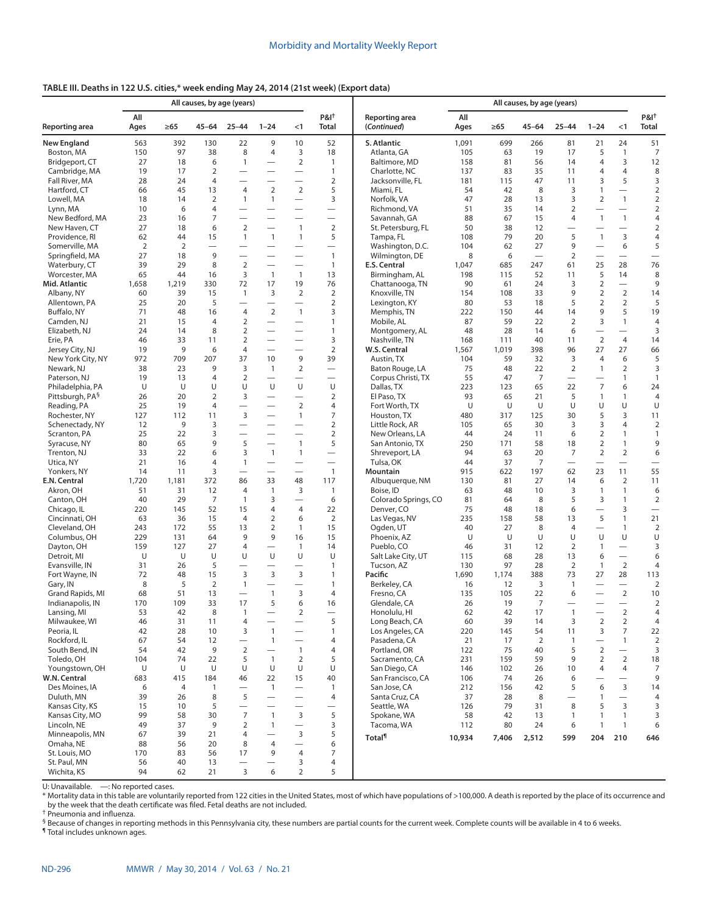**TABLE III. Deaths in 122 U.S. cities,* week ending May 24, 2014 (21st week) (Export data)**

| Reporting area | All causes, by age (years) | | | | | | P&I† |
|---|---|---|---|---|---|---|---|
| | All Ages | ≥65 | 45–64 | 25–44 | 1–24 | <1 | Total |
| **New England** | 563 | 392 | 130 | 22 | 9 | 10 | 52 |
| Boston, MA | 150 | 97 | 38 | 8 | 4 | 3 | 18 |
| Bridgeport, CT | 27 | 18 | 6 | 1 | — | 2 | 1 |
| Cambridge, MA | 19 | 17 | 2 | — | — | — | 1 |
| Fall River, MA | 28 | 24 | 4 | — | — | — | 2 |
| Hartford, CT | 66 | 45 | 13 | 4 | 2 | 2 | 5 |
| Lowell, MA | 18 | 14 | 2 | 1 | 1 | — | 3 |
| Lynn, MA | 10 | 6 | 4 | — | — | — | — |
| New Bedford, MA | 23 | 16 | 7 | — | — | — | — |
| New Haven, CT | 27 | 18 | 6 | 2 | — | 1 | 2 |
| Providence, RI | 62 | 44 | 15 | 1 | 1 | 1 | 5 |
| Somerville, MA | 2 | 2 | — | — | — | — | — |
| Springfield, MA | 27 | 18 | 9 | — | — | — | 1 |
| Waterbury, CT | 39 | 29 | 8 | 2 | — | — | 1 |
| Worcester, MA | 65 | 44 | 16 | 3 | 1 | 1 | 13 |
| **Mid. Atlantic** | 1,658 | 1,219 | 330 | 72 | 17 | 19 | 76 |
| Albany, NY | 60 | 39 | 15 | 1 | 3 | 2 | 2 |
| Allentown, PA | 25 | 20 | 5 | — | — | — | 2 |
| Buffalo, NY | 71 | 48 | 16 | 4 | 2 | 1 | 3 |
| Camden, NJ | 21 | 15 | 4 | 2 | — | — | 1 |
| Elizabeth, NJ | 24 | 14 | 8 | 2 | — | — | 1 |
| Erie, PA | 46 | 33 | 11 | 2 | — | — | 3 |
| Jersey City, NJ | 19 | 9 | 6 | 4 | — | — | 2 |
| New York City, NY | 972 | 709 | 207 | 37 | 10 | 9 | 39 |
| Newark, NJ | 38 | 23 | 9 | 3 | 1 | 2 | — |
| Paterson, NJ | 19 | 13 | 4 | 2 | — | — | — |
| Philadelphia, PA | U | U | U | U | U | U | U |
| Pittsburgh, PA§ | 26 | 20 | 2 | 3 | — | — | 2 |
| Reading, PA | 25 | 19 | 4 | — | — | 2 | 4 |
| Rochester, NY | 127 | 112 | 11 | 3 | — | 1 | 7 |
| Schenectady, NY | 12 | 9 | 3 | — | — | — | 2 |
| Scranton, PA | 25 | 22 | 3 | — | — | — | 2 |
| Syracuse, NY | 80 | 65 | 9 | 5 | — | 1 | 5 |
| Trenton, NJ | 33 | 22 | 6 | 3 | 1 | 1 | — |
| Utica, NY | 21 | 16 | 4 | 1 | — | — | — |
| Yonkers, NY | 14 | 11 | 3 | — | — | — | 1 |
| **E.N. Central** | 1,720 | 1,181 | 372 | 86 | 33 | 48 | 117 |
| Akron, OH | 51 | 31 | 12 | 4 | 1 | 3 | 1 |
| Canton, OH | 40 | 29 | 7 | 1 | 3 | — | 6 |
| Chicago, IL | 220 | 145 | 52 | 15 | 4 | 4 | 22 |
| Cincinnati, OH | 63 | 36 | 15 | 4 | 2 | 6 | 2 |
| Cleveland, OH | 243 | 172 | 55 | 13 | 2 | 1 | 15 |
| Columbus, OH | 229 | 131 | 64 | 9 | 9 | 16 | 15 |
| Dayton, OH | 159 | 127 | 27 | 4 | — | 1 | 14 |
| Detroit, MI | U | U | U | U | U | U | U |
| Evansville, IN | 31 | 26 | 5 | — | — | — | 1 |
| Fort Wayne, IN | 72 | 48 | 15 | 3 | 3 | 3 | 1 |
| Gary, IN | 8 | 5 | 2 | 1 | — | — | 1 |
| Grand Rapids, MI | 68 | 51 | 13 | — | 1 | 3 | 4 |
| Indianapolis, IN | 170 | 109 | 33 | 17 | 5 | 6 | 16 |
| Lansing, MI | 53 | 42 | 8 | 1 | — | 2 | — |
| Milwaukee, WI | 46 | 31 | 11 | 4 | — | — | 5 |
| Peoria, IL | 42 | 28 | 10 | 3 | 1 | — | 1 |
| Rockford, IL | 67 | 54 | 12 | — | 1 | — | 4 |
| South Bend, IN | 54 | 42 | 9 | 2 | — | 1 | 4 |
| Toledo, OH | 104 | 74 | 22 | 5 | 1 | 2 | 5 |
| Youngstown, OH | U | U | U | U | U | U | U |
| **W.N. Central** | 683 | 415 | 184 | 46 | 22 | 15 | 40 |
| Des Moines, IA | 6 | 4 | 1 | — | 1 | — | 1 |
| Duluth, MN | 39 | 26 | 8 | 5 | — | — | 4 |
| Kansas City, KS | 15 | 10 | 5 | — | — | — | — |
| Kansas City, MO | 99 | 58 | 30 | 7 | 1 | 3 | 5 |
| Lincoln, NE | 49 | 37 | 9 | 2 | 1 | — | 3 |
| Minneapolis, MN | 67 | 39 | 21 | 4 | — | 3 | 5 |
| Omaha, NE | 88 | 56 | 20 | 8 | 4 | — | 6 |
| St. Louis, MO | 170 | 83 | 56 | 17 | 9 | 4 | 7 |
| St. Paul, MN | 56 | 40 | 13 | — | — | 3 | 4 |
| Wichita, KS | 94 | 62 | 21 | 3 | 6 | 2 | 5 |
| **S. Atlantic** | 1,091 | 699 | 266 | 81 | 21 | 24 | 51 |
| Atlanta, GA | 105 | 63 | 19 | 17 | 5 | 1 | 7 |
| Baltimore, MD | 158 | 81 | 56 | 14 | 4 | 3 | 12 |
| Charlotte, NC | 137 | 83 | 35 | 11 | 4 | 4 | 8 |
| Jacksonville, FL | 181 | 115 | 47 | 11 | 3 | 5 | 3 |
| Miami, FL | 54 | 42 | 8 | 3 | 1 | — | 2 |
| Norfolk, VA | 47 | 28 | 13 | 3 | 2 | 1 | 2 |
| Richmond, VA | 51 | 35 | 14 | 2 | — | — | 2 |
| Savannah, GA | 88 | 67 | 15 | 4 | 1 | 1 | 4 |
| St. Petersburg, FL | 50 | 38 | 12 | — | — | — | 2 |
| Tampa, FL | 108 | 79 | 20 | 5 | 1 | 3 | 4 |
| Washington, D.C. | 104 | 62 | 27 | 9 | — | 6 | 5 |
| Wilmington, DE | 8 | 6 | — | 2 | — | — | — |
| **E.S. Central** | 1,047 | 685 | 247 | 61 | 25 | 28 | 76 |
| Birmingham, AL | 198 | 115 | 52 | 11 | 5 | 14 | 8 |
| Chattanooga, TN | 90 | 61 | 24 | 3 | 2 | — | 9 |
| Knoxville, TN | 154 | 108 | 33 | 9 | 2 | 2 | 14 |
| Lexington, KY | 80 | 53 | 18 | 5 | 2 | 2 | 5 |
| Memphis, TN | 222 | 150 | 44 | 14 | 9 | 5 | 19 |
| Mobile, AL | 87 | 59 | 22 | 2 | 3 | 1 | 4 |
| Montgomery, AL | 48 | 28 | 14 | 6 | — | — | 3 |
| Nashville, TN | 168 | 111 | 40 | 11 | 2 | 4 | 14 |
| **W.S. Central** | 1,567 | 1,019 | 398 | 96 | 27 | 27 | 66 |
| Austin, TX | 104 | 59 | 32 | 3 | 4 | 6 | 5 |
| Baton Rouge, LA | 75 | 48 | 22 | 2 | 1 | 2 | 3 |
| Corpus Christi, TX | 55 | 47 | 7 | — | — | 1 | 1 |
| Dallas, TX | 223 | 123 | 65 | 22 | 7 | 6 | 24 |
| El Paso, TX | 93 | 65 | 21 | 5 | 1 | 1 | 4 |
| Fort Worth, TX | U | U | U | U | U | U | U |
| Houston, TX | 480 | 317 | 125 | 30 | 5 | 3 | 11 |
| Little Rock, AR | 105 | 65 | 30 | 3 | 3 | 4 | 2 |
| New Orleans, LA | 44 | 24 | 11 | 6 | 2 | 1 | 1 |
| San Antonio, TX | 250 | 171 | 58 | 18 | 2 | 1 | 9 |
| Shreveport, LA | 94 | 63 | 20 | 7 | 2 | 2 | 6 |
| Tulsa, OK | 44 | 37 | 7 | — | — | — | — |
| **Mountain** | 915 | 622 | 197 | 62 | 23 | 11 | 55 |
| Albuquerque, NM | 130 | 81 | 27 | 14 | 6 | 2 | 11 |
| Boise, ID | 63 | 48 | 10 | 3 | 1 | 1 | 6 |
| Colorado Springs, CO | 81 | 64 | 8 | 5 | 3 | 1 | 2 |
| Denver, CO | 75 | 48 | 18 | 6 | — | 3 | — |
| Las Vegas, NV | 235 | 158 | 58 | 13 | 5 | 1 | 21 |
| Ogden, UT | 40 | 27 | 8 | 4 | — | 1 | 2 |
| Phoenix, AZ | U | U | U | U | U | U | U |
| Pueblo, CO | 46 | 31 | 12 | 2 | 1 | — | 3 |
| Salt Lake City, UT | 115 | 68 | 28 | 13 | 6 | — | 6 |
| Tucson, AZ | 130 | 97 | 28 | 2 | 1 | 2 | 4 |
| **Pacific** | 1,690 | 1,174 | 388 | 73 | 27 | 28 | 113 |
| Berkeley, CA | 16 | 12 | 3 | 1 | — | — | 2 |
| Fresno, CA | 135 | 105 | 22 | 6 | — | 2 | 10 |
| Glendale, CA | 26 | 19 | 7 | — | — | — | 2 |
| Honolulu, HI | 62 | 42 | 17 | 1 | — | 2 | 4 |
| Long Beach, CA | 60 | 39 | 14 | 3 | 2 | 2 | 4 |
| Los Angeles, CA | 220 | 145 | 54 | 11 | 3 | 7 | 22 |
| Pasadena, CA | 21 | 17 | 2 | 1 | — | 1 | 2 |
| Portland, OR | 122 | 75 | 40 | 5 | 2 | — | 3 |
| Sacramento, CA | 231 | 159 | 59 | 9 | 2 | 2 | 18 |
| San Diego, CA | 146 | 102 | 26 | 10 | 4 | 4 | 7 |
| San Francisco, CA | 106 | 74 | 26 | 6 | — | — | 9 |
| San Jose, CA | 212 | 156 | 42 | 5 | 6 | 3 | 14 |
| Santa Cruz, CA | 37 | 28 | 8 | — | 1 | — | 4 |
| Seattle, WA | 126 | 79 | 31 | 8 | 5 | 3 | 3 |
| Spokane, WA | 58 | 42 | 13 | 1 | 1 | 1 | 3 |
| Tacoma, WA | 112 | 80 | 24 | 6 | 1 | 1 | 6 |
| **Total¶** | **10,934** | **7,406** | **2,512** | **599** | **204** | **210** | **646** |

U: Unavailable. —: No reported cases.

\* Mortality data in this table are voluntarily reported from 122 cities in the United States, most of which have populations of >100,000. A death is reported by the place of its occurrence and by the week that the death certificate was filed. Fetal deaths are not included.

† Pneumonia and influenza.

§ Because of changes in reporting methods in this Pennsylvania city, these numbers are partial counts for the current week. Complete counts will be available in 4 to 6 weeks.

¶ Total includes unknown ages.